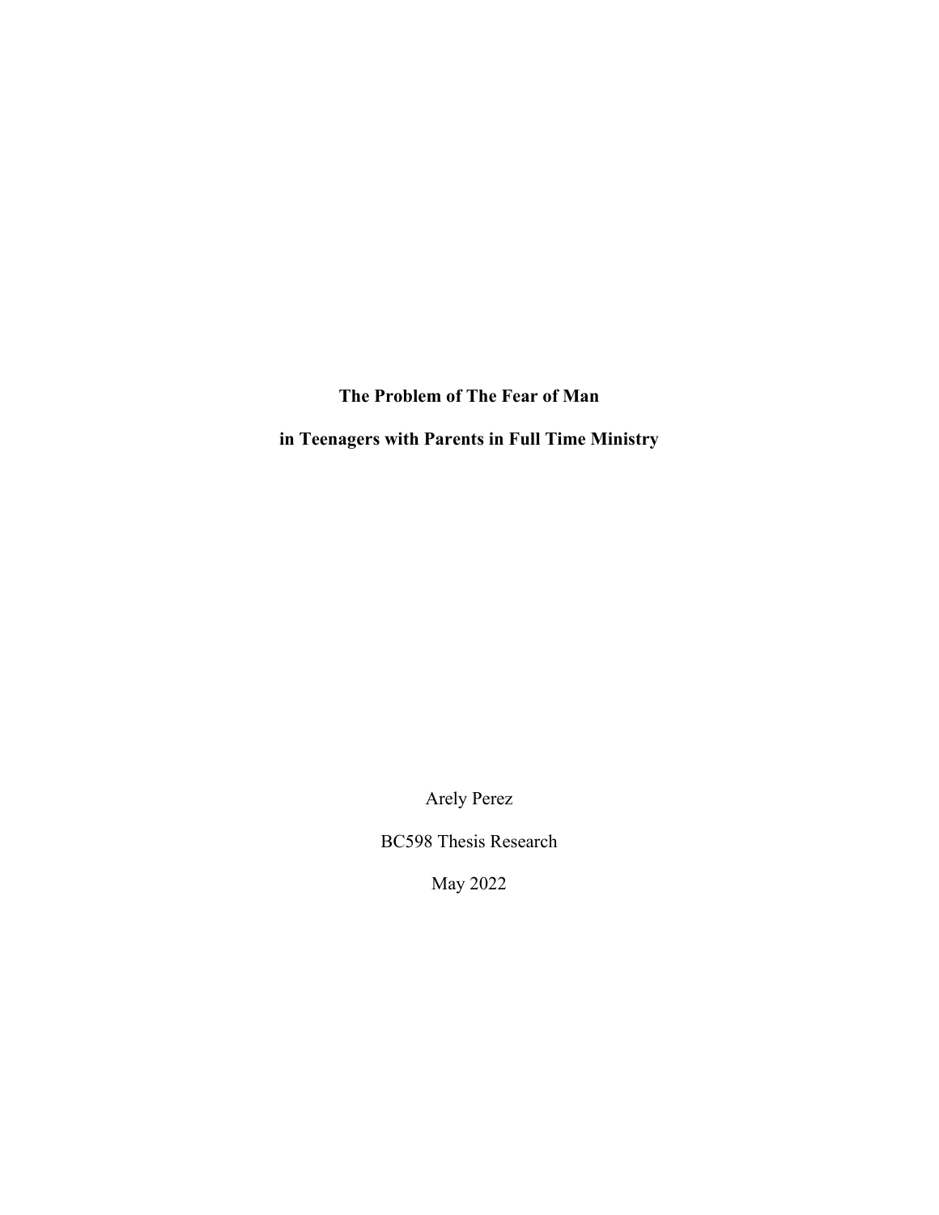# The Problem of The Fear of Man

# in Teenagers with Parents in Full Time Ministry

Arely Perez

BC598 Thesis Research

May 2022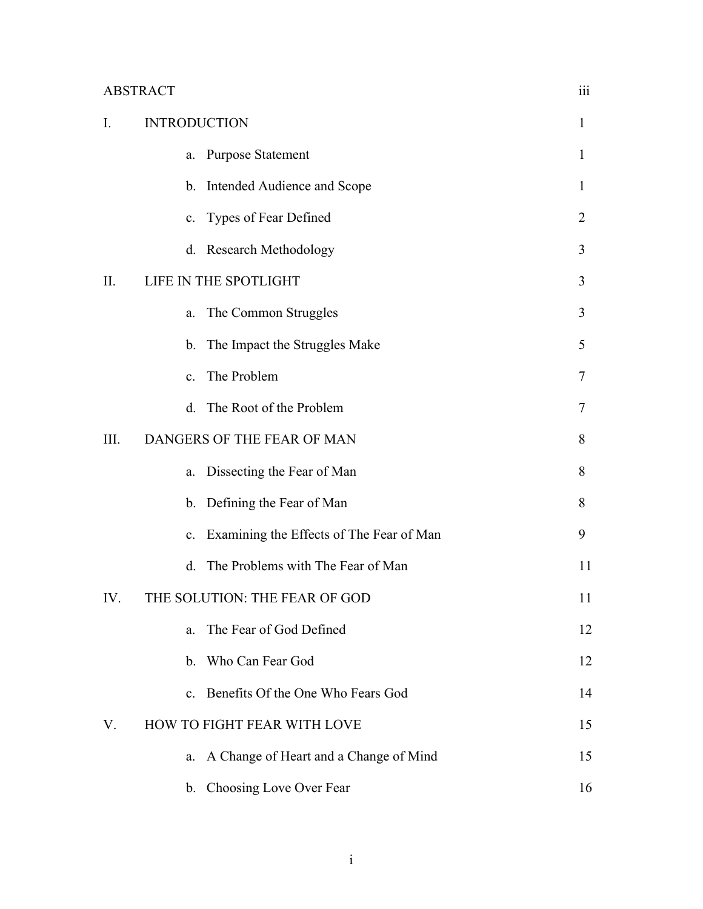| | | |
|---|---|---|
| ABSTRACT | | iii |
| I. | INTRODUCTION | 1 |
| | a. Purpose Statement | 1 |
| | b. Intended Audience and Scope | 1 |
| | c. Types of Fear Defined | 2 |
| | d. Research Methodology | 3 |
| II. | LIFE IN THE SPOTLIGHT | 3 |
| | a. The Common Struggles | 3 |
| | b. The Impact the Struggles Make | 5 |
| | c. The Problem | 7 |
| | d. The Root of the Problem | 7 |
| III. | DANGERS OF THE FEAR OF MAN | 8 |
| | a. Dissecting the Fear of Man | 8 |
| | b. Defining the Fear of Man | 8 |
| | c. Examining the Effects of The Fear of Man | 9 |
| | d. The Problems with The Fear of Man | 11 |
| IV. | THE SOLUTION: THE FEAR OF GOD | 11 |
| | a. The Fear of God Defined | 12 |
| | b. Who Can Fear God | 12 |
| | c. Benefits Of the One Who Fears God | 14 |
| V. | HOW TO FIGHT FEAR WITH LOVE | 15 |
| | a. A Change of Heart and a Change of Mind | 15 |
| | b. Choosing Love Over Fear | 16 |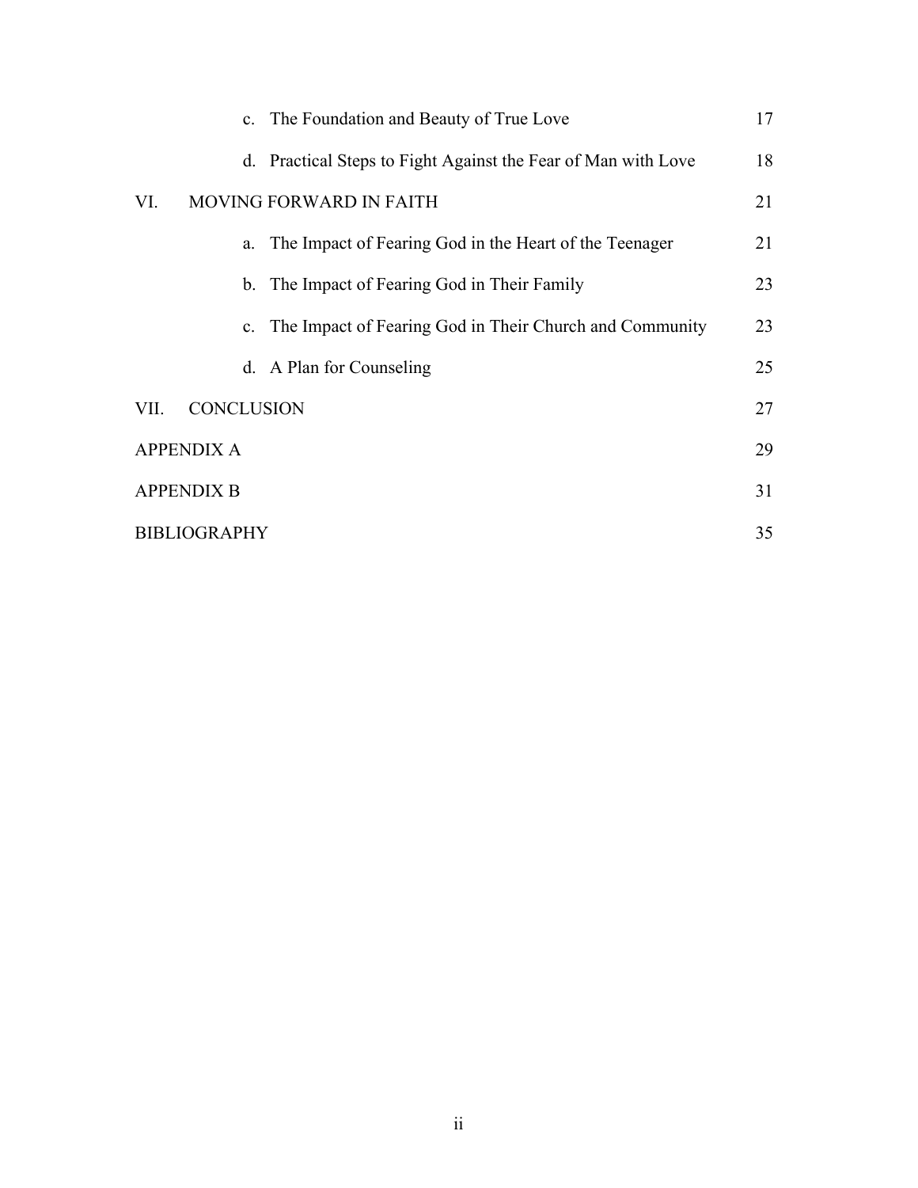c. The Foundation and Beauty of True Love 17

d. Practical Steps to Fight Against the Fear of Man with Love 18

VI. MOVING FORWARD IN FAITH 21

a. The Impact of Fearing God in the Heart of the Teenager 21

b. The Impact of Fearing God in Their Family 23

c. The Impact of Fearing God in Their Church and Community 23

d. A Plan for Counseling 25

VII. CONCLUSION 27

APPENDIX A 29

APPENDIX B 31

BIBLIOGRAPHY 35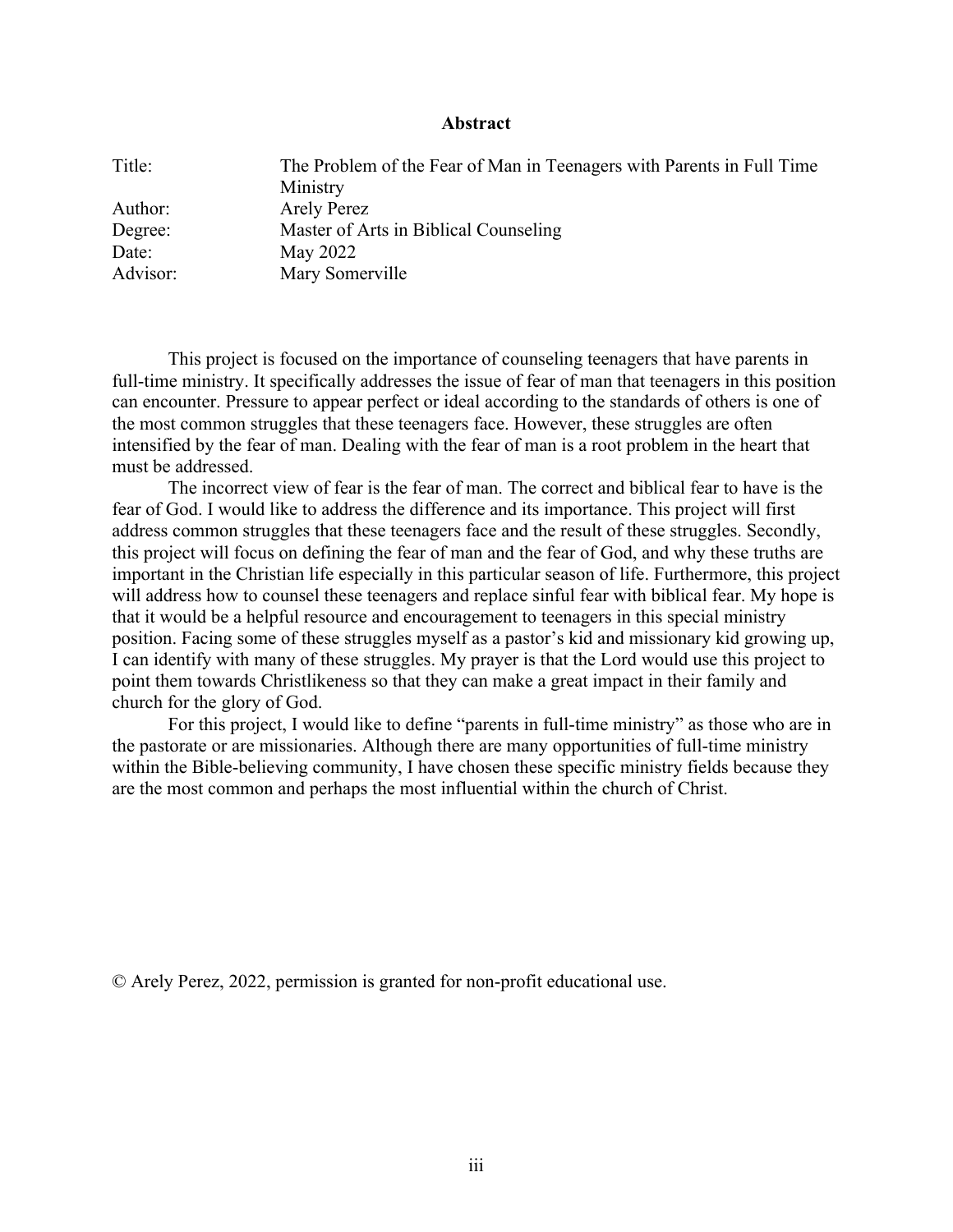# Abstract

| | |
|---|---|
| Title: | The Problem of the Fear of Man in Teenagers with Parents in Full Time Ministry |
| Author: | Arely Perez |
| Degree: | Master of Arts in Biblical Counseling |
| Date: | May 2022 |
| Advisor: | Mary Somerville |

This project is focused on the importance of counseling teenagers that have parents in full-time ministry. It specifically addresses the issue of fear of man that teenagers in this position can encounter. Pressure to appear perfect or ideal according to the standards of others is one of the most common struggles that these teenagers face. However, these struggles are often intensified by the fear of man. Dealing with the fear of man is a root problem in the heart that must be addressed.

The incorrect view of fear is the fear of man. The correct and biblical fear to have is the fear of God. I would like to address the difference and its importance. This project will first address common struggles that these teenagers face and the result of these struggles. Secondly, this project will focus on defining the fear of man and the fear of God, and why these truths are important in the Christian life especially in this particular season of life. Furthermore, this project will address how to counsel these teenagers and replace sinful fear with biblical fear. My hope is that it would be a helpful resource and encouragement to teenagers in this special ministry position. Facing some of these struggles myself as a pastor's kid and missionary kid growing up, I can identify with many of these struggles. My prayer is that the Lord would use this project to point them towards Christlikeness so that they can make a great impact in their family and church for the glory of God.

For this project, I would like to define "parents in full-time ministry" as those who are in the pastorate or are missionaries. Although there are many opportunities of full-time ministry within the Bible-believing community, I have chosen these specific ministry fields because they are the most common and perhaps the most influential within the church of Christ.

© Arely Perez, 2022, permission is granted for non-profit educational use.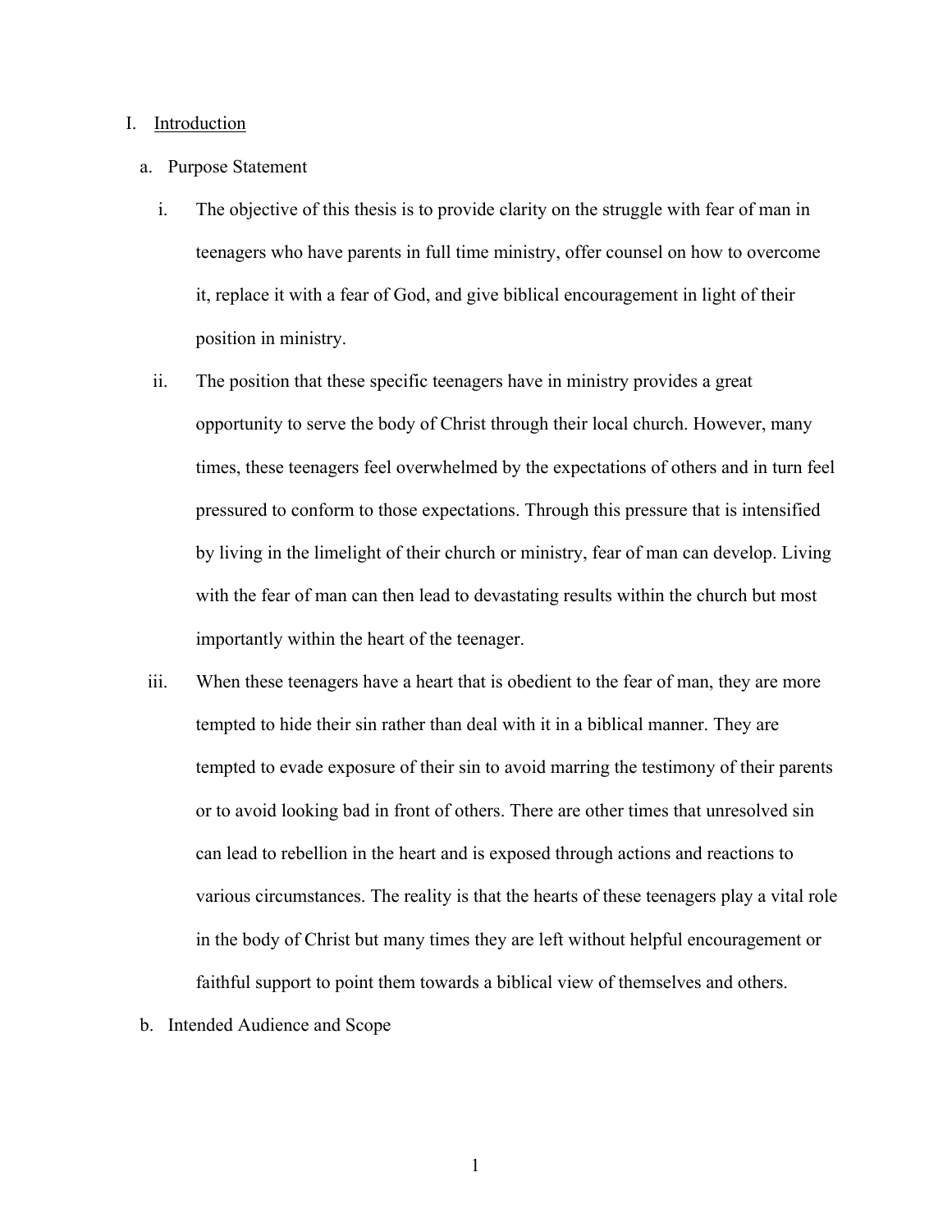I. <u>Introduction</u>

a. Purpose Statement

i. The objective of this thesis is to provide clarity on the struggle with fear of man in teenagers who have parents in full time ministry, offer counsel on how to overcome it, replace it with a fear of God, and give biblical encouragement in light of their position in ministry.

ii. The position that these specific teenagers have in ministry provides a great opportunity to serve the body of Christ through their local church. However, many times, these teenagers feel overwhelmed by the expectations of others and in turn feel pressured to conform to those expectations. Through this pressure that is intensified by living in the limelight of their church or ministry, fear of man can develop. Living with the fear of man can then lead to devastating results within the church but most importantly within the heart of the teenager.

iii. When these teenagers have a heart that is obedient to the fear of man, they are more tempted to hide their sin rather than deal with it in a biblical manner. They are tempted to evade exposure of their sin to avoid marring the testimony of their parents or to avoid looking bad in front of others. There are other times that unresolved sin can lead to rebellion in the heart and is exposed through actions and reactions to various circumstances. The reality is that the hearts of these teenagers play a vital role in the body of Christ but many times they are left without helpful encouragement or faithful support to point them towards a biblical view of themselves and others.

b. Intended Audience and Scope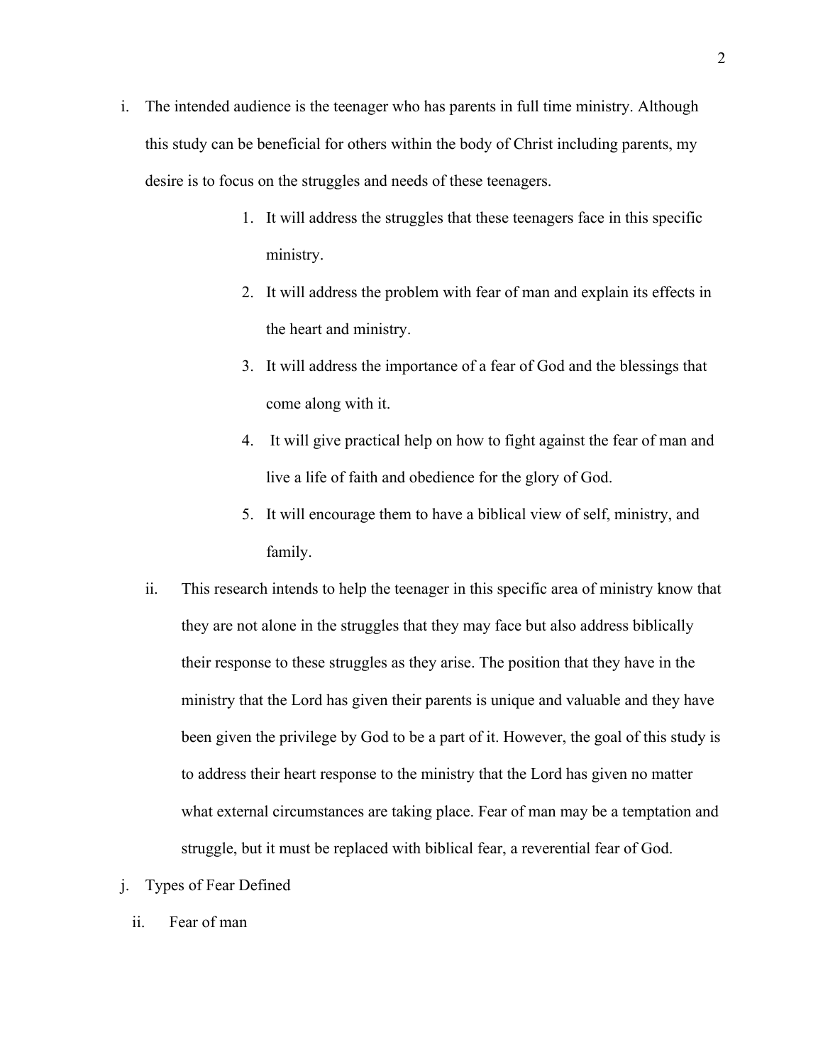i. The intended audience is the teenager who has parents in full time ministry. Although this study can be beneficial for others within the body of Christ including parents, my desire is to focus on the struggles and needs of these teenagers.

    1. It will address the struggles that these teenagers face in this specific ministry.
    2. It will address the problem with fear of man and explain its effects in the heart and ministry.
    3. It will address the importance of a fear of God and the blessings that come along with it.
    4. It will give practical help on how to fight against the fear of man and live a life of faith and obedience for the glory of God.
    5. It will encourage them to have a biblical view of self, ministry, and family.

ii. This research intends to help the teenager in this specific area of ministry know that they are not alone in the struggles that they may face but also address biblically their response to these struggles as they arise. The position that they have in the ministry that the Lord has given their parents is unique and valuable and they have been given the privilege by God to be a part of it. However, the goal of this study is to address their heart response to the ministry that the Lord has given no matter what external circumstances are taking place. Fear of man may be a temptation and struggle, but it must be replaced with biblical fear, a reverential fear of God.

j. Types of Fear Defined

ii. Fear of man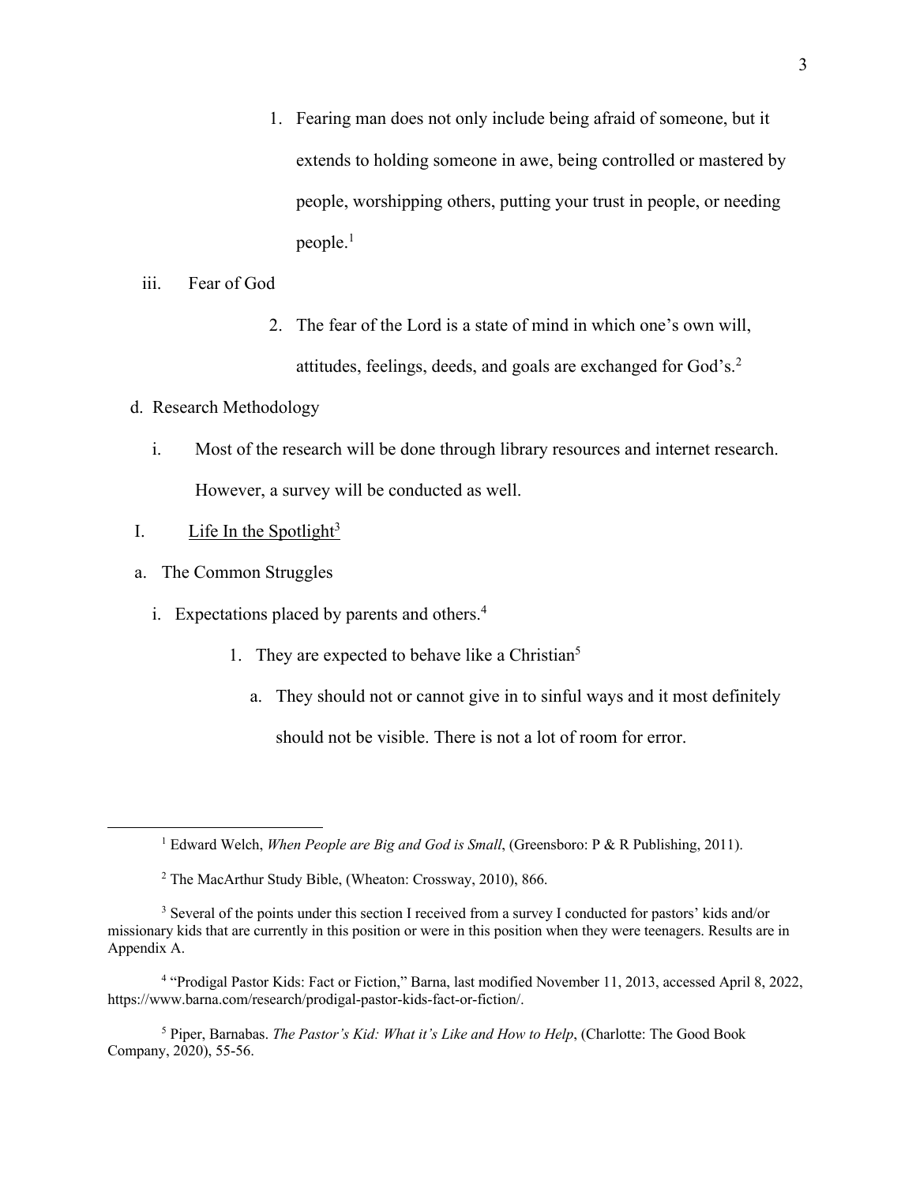1. Fearing man does not only include being afraid of someone, but it extends to holding someone in awe, being controlled or mastered by people, worshipping others, putting your trust in people, or needing people.[1]

iii. Fear of God

2. The fear of the Lord is a state of mind in which one's own will, attitudes, feelings, deeds, and goals are exchanged for God's.[2]

d. Research Methodology

i. Most of the research will be done through library resources and internet research. However, a survey will be conducted as well.

I. <u>Life In the Spotlight</u>[3]

a. The Common Struggles

i. Expectations placed by parents and others.[4]

1. They are expected to behave like a Christian[5]

a. They should not or cannot give in to sinful ways and it most definitely should not be visible. There is not a lot of room for error.

---

[1] Edward Welch, *When People are Big and God is Small*, (Greensboro: P & R Publishing, 2011).

[2] The MacArthur Study Bible, (Wheaton: Crossway, 2010), 866.

[3] Several of the points under this section I received from a survey I conducted for pastors' kids and/or missionary kids that are currently in this position or were in this position when they were teenagers. Results are in Appendix A.

[4] "Prodigal Pastor Kids: Fact or Fiction," Barna, last modified November 11, 2013, accessed April 8, 2022, https://www.barna.com/research/prodigal-pastor-kids-fact-or-fiction/.

[5] Piper, Barnabas. *The Pastor's Kid: What it's Like and How to Help*, (Charlotte: The Good Book Company, 2020), 55-56.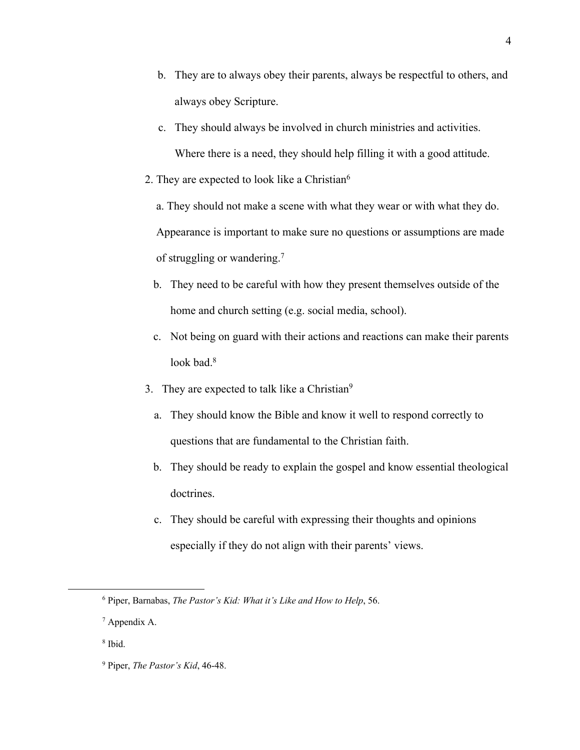b. They are to always obey their parents, always be respectful to others, and always obey Scripture.

c. They should always be involved in church ministries and activities. Where there is a need, they should help filling it with a good attitude.

2. They are expected to look like a Christian[6]

a. They should not make a scene with what they wear or with what they do. Appearance is important to make sure no questions or assumptions are made of struggling or wandering.[7]

b. They need to be careful with how they present themselves outside of the home and church setting (e.g. social media, school).

c. Not being on guard with their actions and reactions can make their parents look bad.[8]

3. They are expected to talk like a Christian[9]

a. They should know the Bible and know it well to respond correctly to questions that are fundamental to the Christian faith.

b. They should be ready to explain the gospel and know essential theological doctrines.

c. They should be careful with expressing their thoughts and opinions especially if they do not align with their parents' views.

---

[6] Piper, Barnabas, *The Pastor's Kid: What it's Like and How to Help*, 56.

[7] Appendix A.

[8] Ibid.

[9] Piper, *The Pastor's Kid*, 46-48.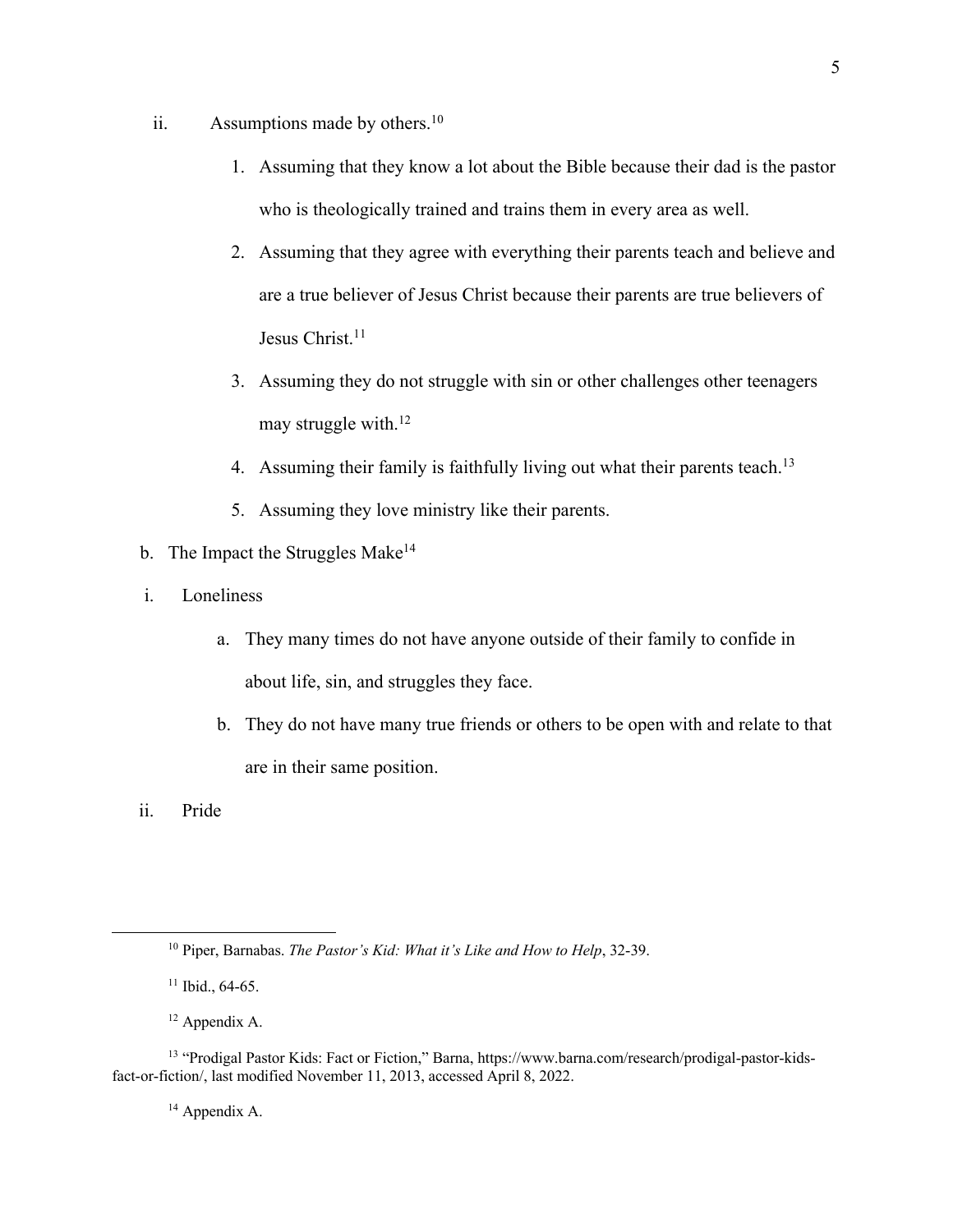ii. Assumptions made by others.[10]

1. Assuming that they know a lot about the Bible because their dad is the pastor who is theologically trained and trains them in every area as well.
2. Assuming that they agree with everything their parents teach and believe and are a true believer of Jesus Christ because their parents are true believers of Jesus Christ.[11]
3. Assuming they do not struggle with sin or other challenges other teenagers may struggle with.[12]
4. Assuming their family is faithfully living out what their parents teach.[13]
5. Assuming they love ministry like their parents.

b. The Impact the Struggles Make[14]

i. Loneliness

a. They many times do not have anyone outside of their family to confide in about life, sin, and struggles they face.

b. They do not have many true friends or others to be open with and relate to that are in their same position.

ii. Pride

---

[10] Piper, Barnabas. *The Pastor's Kid: What it's Like and How to Help*, 32-39.

[11] Ibid., 64-65.

[12] Appendix A.

[13] "Prodigal Pastor Kids: Fact or Fiction," Barna, https://www.barna.com/research/prodigal-pastor-kids-fact-or-fiction/, last modified November 11, 2013, accessed April 8, 2022.

[14] Appendix A.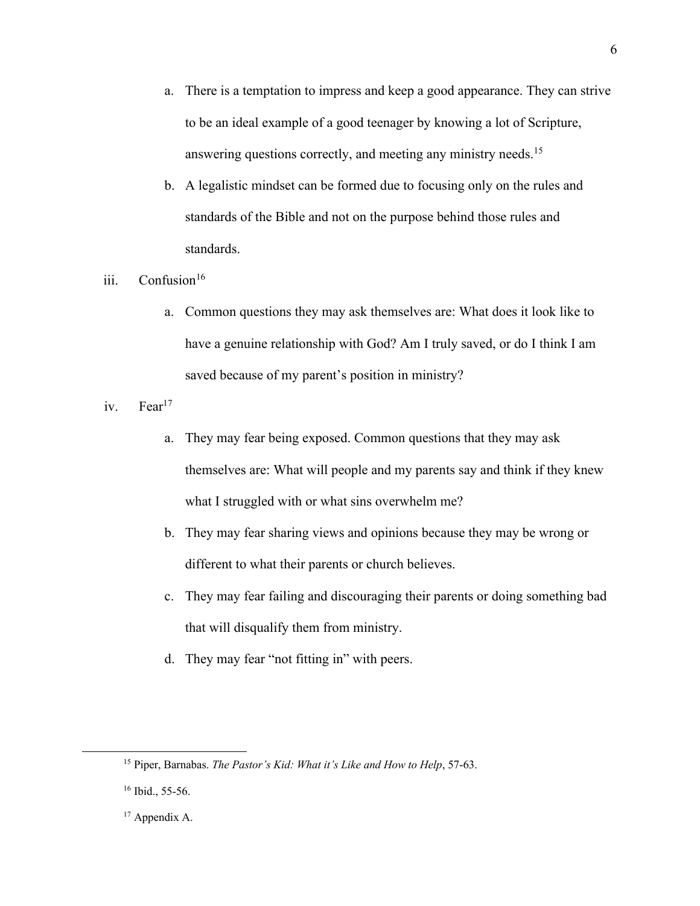a. There is a temptation to impress and keep a good appearance. They can strive to be an ideal example of a good teenager by knowing a lot of Scripture, answering questions correctly, and meeting any ministry needs.[15]

b. A legalistic mindset can be formed due to focusing only on the rules and standards of the Bible and not on the purpose behind those rules and standards.

iii. Confusion[16]

a. Common questions they may ask themselves are: What does it look like to have a genuine relationship with God? Am I truly saved, or do I think I am saved because of my parent's position in ministry?

iv. Fear[17]

a. They may fear being exposed. Common questions that they may ask themselves are: What will people and my parents say and think if they knew what I struggled with or what sins overwhelm me?

b. They may fear sharing views and opinions because they may be wrong or different to what their parents or church believes.

c. They may fear failing and discouraging their parents or doing something bad that will disqualify them from ministry.

d. They may fear "not fitting in" with peers.

---

[15] Piper, Barnabas. *The Pastor's Kid: What it's Like and How to Help*, 57-63.

[16] Ibid., 55-56.

[17] Appendix A.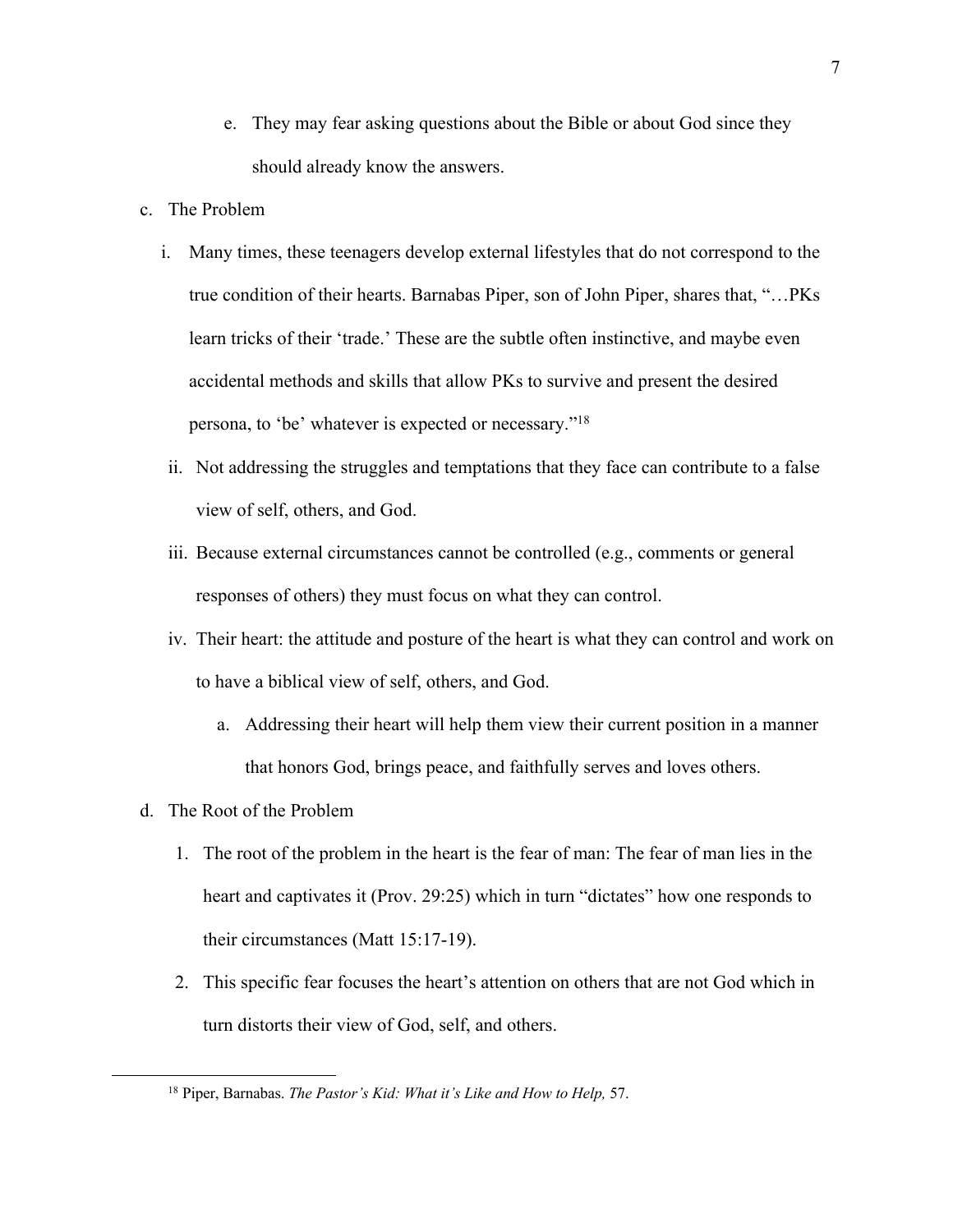e. They may fear asking questions about the Bible or about God since they should already know the answers.

c. The Problem

   i. Many times, these teenagers develop external lifestyles that do not correspond to the true condition of their hearts. Barnabas Piper, son of John Piper, shares that, "…PKs learn tricks of their 'trade.' These are the subtle often instinctive, and maybe even accidental methods and skills that allow PKs to survive and present the desired persona, to 'be' whatever is expected or necessary."[18]

   ii. Not addressing the struggles and temptations that they face can contribute to a false view of self, others, and God.

   iii. Because external circumstances cannot be controlled (e.g., comments or general responses of others) they must focus on what they can control.

   iv. Their heart: the attitude and posture of the heart is what they can control and work on to have a biblical view of self, others, and God.

      a. Addressing their heart will help them view their current position in a manner that honors God, brings peace, and faithfully serves and loves others.

d. The Root of the Problem

   1. The root of the problem in the heart is the fear of man: The fear of man lies in the heart and captivates it (Prov. 29:25) which in turn "dictates" how one responds to their circumstances (Matt 15:17-19).

   2. This specific fear focuses the heart's attention on others that are not God which in turn distorts their view of God, self, and others.

---

[18] Piper, Barnabas. *The Pastor's Kid: What it's Like and How to Help,* 57.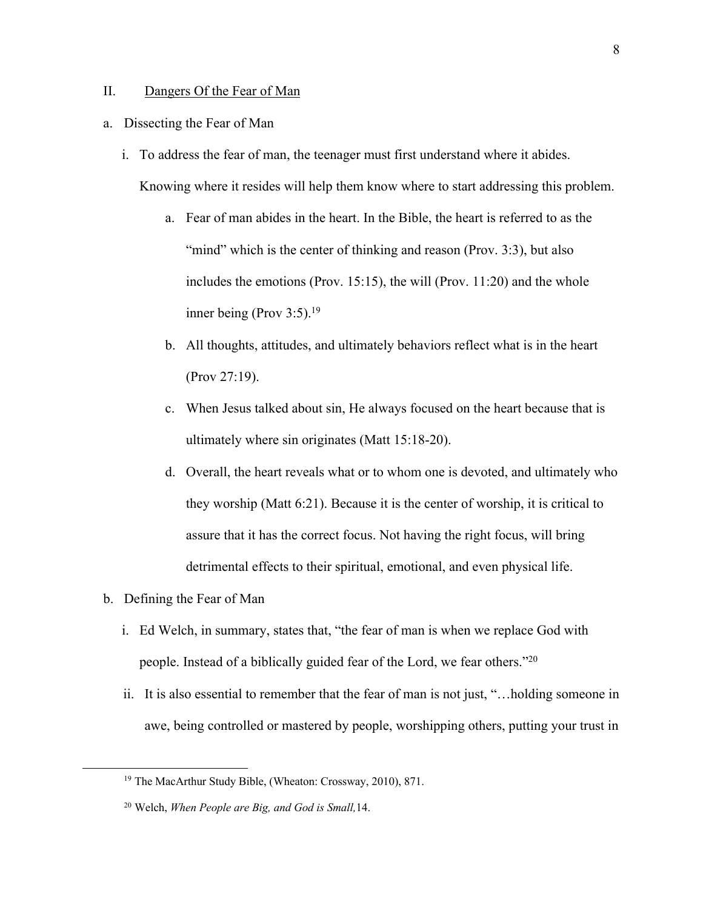## II. Dangers Of the Fear of Man

a. Dissecting the Fear of Man

   i. To address the fear of man, the teenager must first understand where it abides. Knowing where it resides will help them know where to start addressing this problem.

      a. Fear of man abides in the heart. In the Bible, the heart is referred to as the "mind" which is the center of thinking and reason (Prov. 3:3), but also includes the emotions (Prov. 15:15), the will (Prov. 11:20) and the whole inner being (Prov 3:5).[19]

      b. All thoughts, attitudes, and ultimately behaviors reflect what is in the heart (Prov 27:19).

      c. When Jesus talked about sin, He always focused on the heart because that is ultimately where sin originates (Matt 15:18-20).

      d. Overall, the heart reveals what or to whom one is devoted, and ultimately who they worship (Matt 6:21). Because it is the center of worship, it is critical to assure that it has the correct focus. Not having the right focus, will bring detrimental effects to their spiritual, emotional, and even physical life.

b. Defining the Fear of Man

   i. Ed Welch, in summary, states that, "the fear of man is when we replace God with people. Instead of a biblically guided fear of the Lord, we fear others."[20]

   ii. It is also essential to remember that the fear of man is not just, "…holding someone in awe, being controlled or mastered by people, worshipping others, putting your trust in

---

[19] The MacArthur Study Bible, (Wheaton: Crossway, 2010), 871.

[20] Welch, *When People are Big, and God is Small,*14.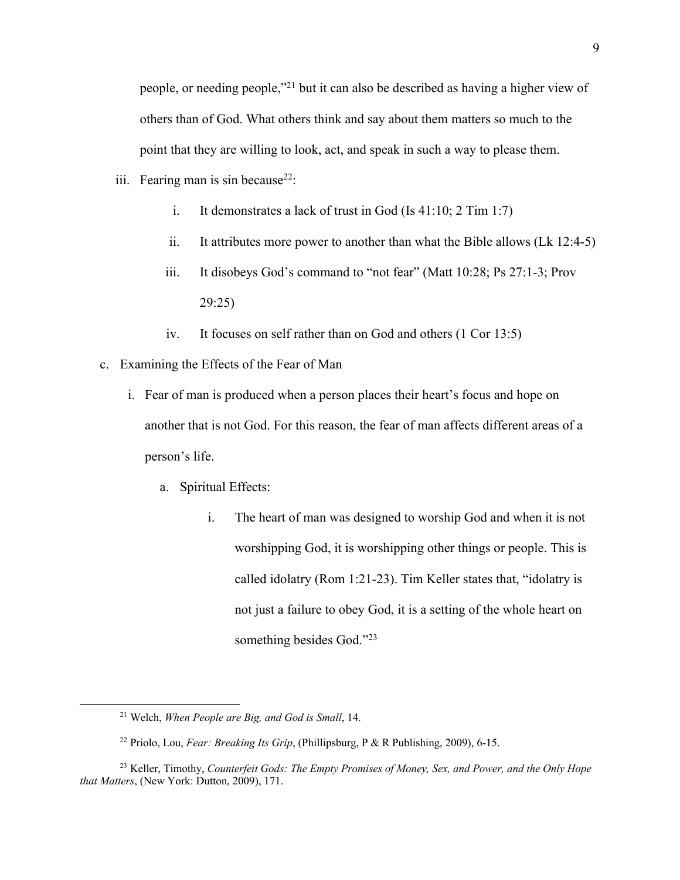people, or needing people,"[21] but it can also be described as having a higher view of others than of God. What others think and say about them matters so much to the point that they are willing to look, act, and speak in such a way to please them.

iii. Fearing man is sin because[22]:

   i. It demonstrates a lack of trust in God (Is 41:10; 2 Tim 1:7)
   
   ii. It attributes more power to another than what the Bible allows (Lk 12:4-5)
   
   iii. It disobeys God's command to "not fear" (Matt 10:28; Ps 27:1-3; Prov 29:25)
   
   iv. It focuses on self rather than on God and others (1 Cor 13:5)

c. Examining the Effects of the Fear of Man

   i. Fear of man is produced when a person places their heart's focus and hope on another that is not God. For this reason, the fear of man affects different areas of a person's life.
   
      a. Spiritual Effects:
      
         i. The heart of man was designed to worship God and when it is not worshipping God, it is worshipping other things or people. This is called idolatry (Rom 1:21-23). Tim Keller states that, "idolatry is not just a failure to obey God, it is a setting of the whole heart on something besides God."[23]

---

[21] Welch, *When People are Big, and God is Small*, 14.

[22] Priolo, Lou, *Fear: Breaking Its Grip*, (Phillipsburg, P & R Publishing, 2009), 6-15.

[23] Keller, Timothy, *Counterfeit Gods: The Empty Promises of Money, Sex, and Power, and the Only Hope that Matters*, (New York: Dutton, 2009), 171.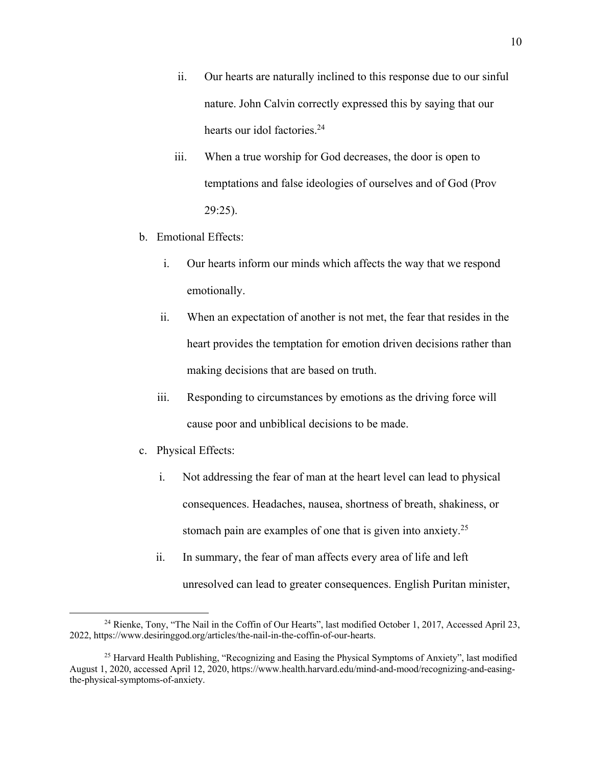ii. Our hearts are naturally inclined to this response due to our sinful nature. John Calvin correctly expressed this by saying that our hearts our idol factories.[24]

iii. When a true worship for God decreases, the door is open to temptations and false ideologies of ourselves and of God (Prov 29:25).

b. Emotional Effects:

i. Our hearts inform our minds which affects the way that we respond emotionally.

ii. When an expectation of another is not met, the fear that resides in the heart provides the temptation for emotion driven decisions rather than making decisions that are based on truth.

iii. Responding to circumstances by emotions as the driving force will cause poor and unbiblical decisions to be made.

c. Physical Effects:

i. Not addressing the fear of man at the heart level can lead to physical consequences. Headaches, nausea, shortness of breath, shakiness, or stomach pain are examples of one that is given into anxiety.[25]

ii. In summary, the fear of man affects every area of life and left unresolved can lead to greater consequences. English Puritan minister,

---

[24] Rienke, Tony, "The Nail in the Coffin of Our Hearts", last modified October 1, 2017, Accessed April 23, 2022, https://www.desiringgod.org/articles/the-nail-in-the-coffin-of-our-hearts.

[25] Harvard Health Publishing, "Recognizing and Easing the Physical Symptoms of Anxiety", last modified August 1, 2020, accessed April 12, 2020, https://www.health.harvard.edu/mind-and-mood/recognizing-and-easing-the-physical-symptoms-of-anxiety.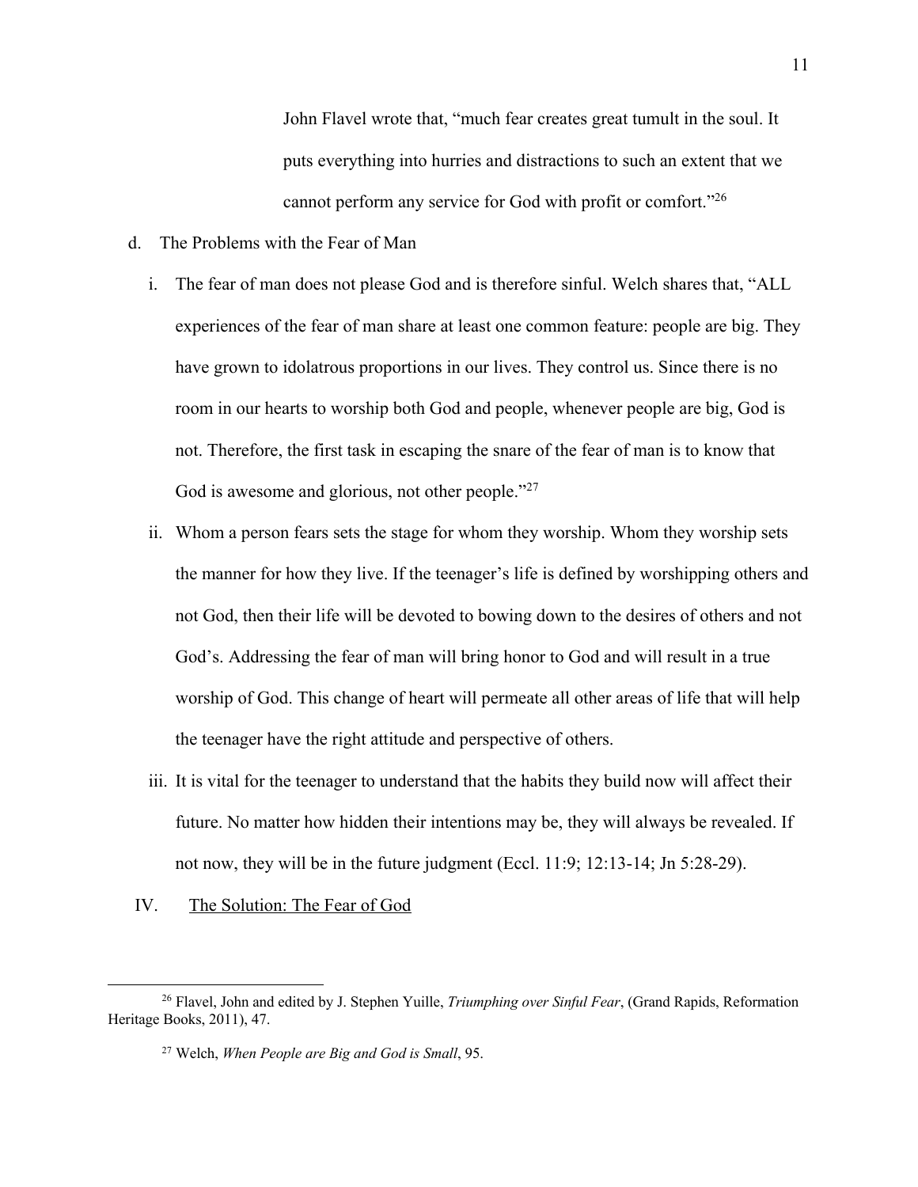> John Flavel wrote that, "much fear creates great tumult in the soul. It puts everything into hurries and distractions to such an extent that we cannot perform any service for God with profit or comfort."[26]

d. The Problems with the Fear of Man

   i. The fear of man does not please God and is therefore sinful. Welch shares that, "ALL experiences of the fear of man share at least one common feature: people are big. They have grown to idolatrous proportions in our lives. They control us. Since there is no room in our hearts to worship both God and people, whenever people are big, God is not. Therefore, the first task in escaping the snare of the fear of man is to know that God is awesome and glorious, not other people."[27]

   ii. Whom a person fears sets the stage for whom they worship. Whom they worship sets the manner for how they live. If the teenager's life is defined by worshipping others and not God, then their life will be devoted to bowing down to the desires of others and not God's. Addressing the fear of man will bring honor to God and will result in a true worship of God. This change of heart will permeate all other areas of life that will help the teenager have the right attitude and perspective of others.

   iii. It is vital for the teenager to understand that the habits they build now will affect their future. No matter how hidden their intentions may be, they will always be revealed. If not now, they will be in the future judgment (Eccl. 11:9; 12:13-14; Jn 5:28-29).

IV. <u>The Solution: The Fear of God</u>

---

[26] Flavel, John and edited by J. Stephen Yuille, *Triumphing over Sinful Fear*, (Grand Rapids, Reformation Heritage Books, 2011), 47.

[27] Welch, *When People are Big and God is Small*, 95.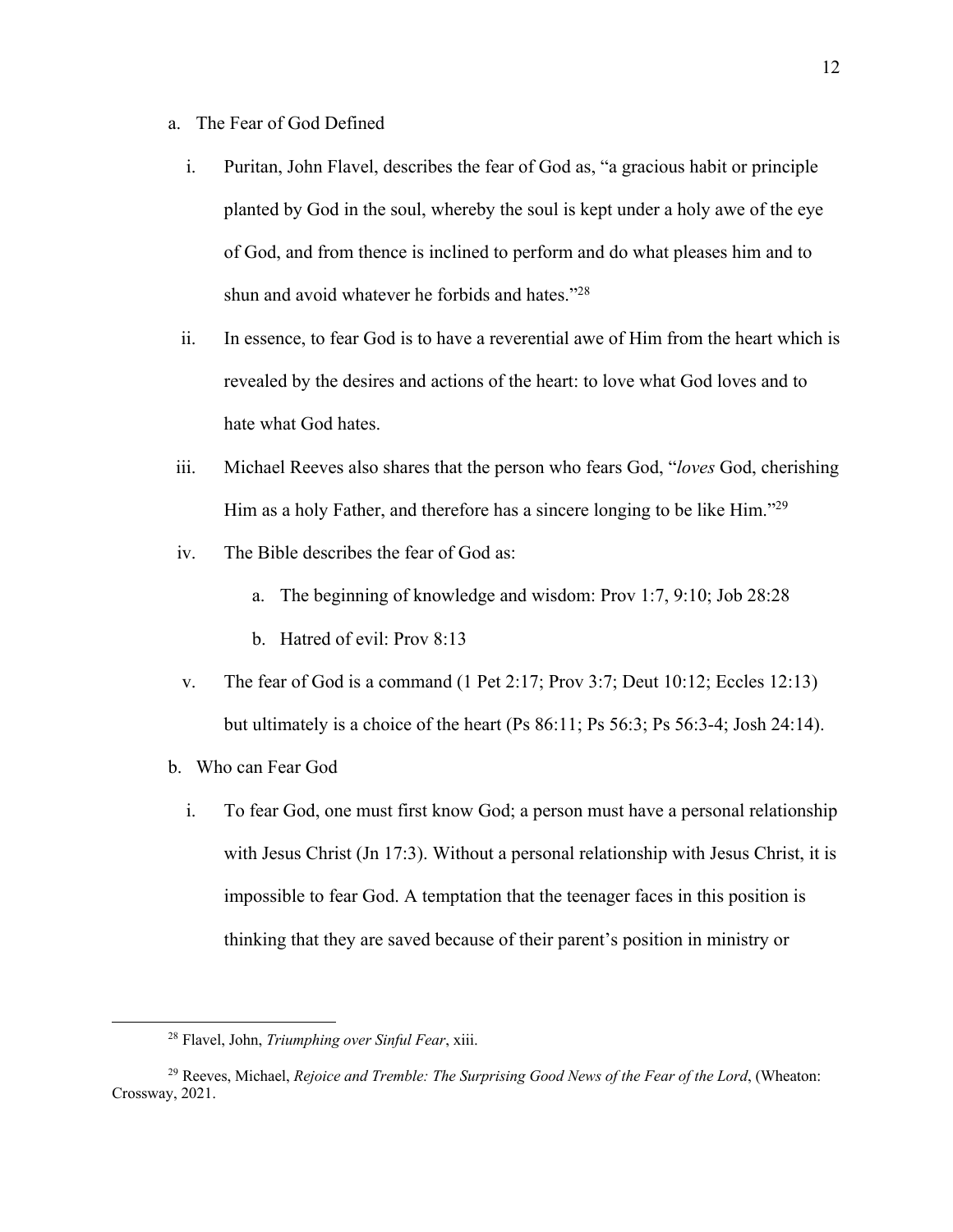a. The Fear of God Defined

   i. Puritan, John Flavel, describes the fear of God as, "a gracious habit or principle planted by God in the soul, whereby the soul is kept under a holy awe of the eye of God, and from thence is inclined to perform and do what pleases him and to shun and avoid whatever he forbids and hates."[28]

   ii. In essence, to fear God is to have a reverential awe of Him from the heart which is revealed by the desires and actions of the heart: to love what God loves and to hate what God hates.

   iii. Michael Reeves also shares that the person who fears God, "*loves* God, cherishing Him as a holy Father, and therefore has a sincere longing to be like Him."[29]

   iv. The Bible describes the fear of God as:

      a. The beginning of knowledge and wisdom: Prov 1:7, 9:10; Job 28:28

      b. Hatred of evil: Prov 8:13

   v. The fear of God is a command (1 Pet 2:17; Prov 3:7; Deut 10:12; Eccles 12:13) but ultimately is a choice of the heart (Ps 86:11; Ps 56:3; Ps 56:3-4; Josh 24:14).

b. Who can Fear God

   i. To fear God, one must first know God; a person must have a personal relationship with Jesus Christ (Jn 17:3). Without a personal relationship with Jesus Christ, it is impossible to fear God. A temptation that the teenager faces in this position is thinking that they are saved because of their parent's position in ministry or

---

[28] Flavel, John, *Triumphing over Sinful Fear*, xiii.

[29] Reeves, Michael, *Rejoice and Tremble: The Surprising Good News of the Fear of the Lord*, (Wheaton: Crossway, 2021.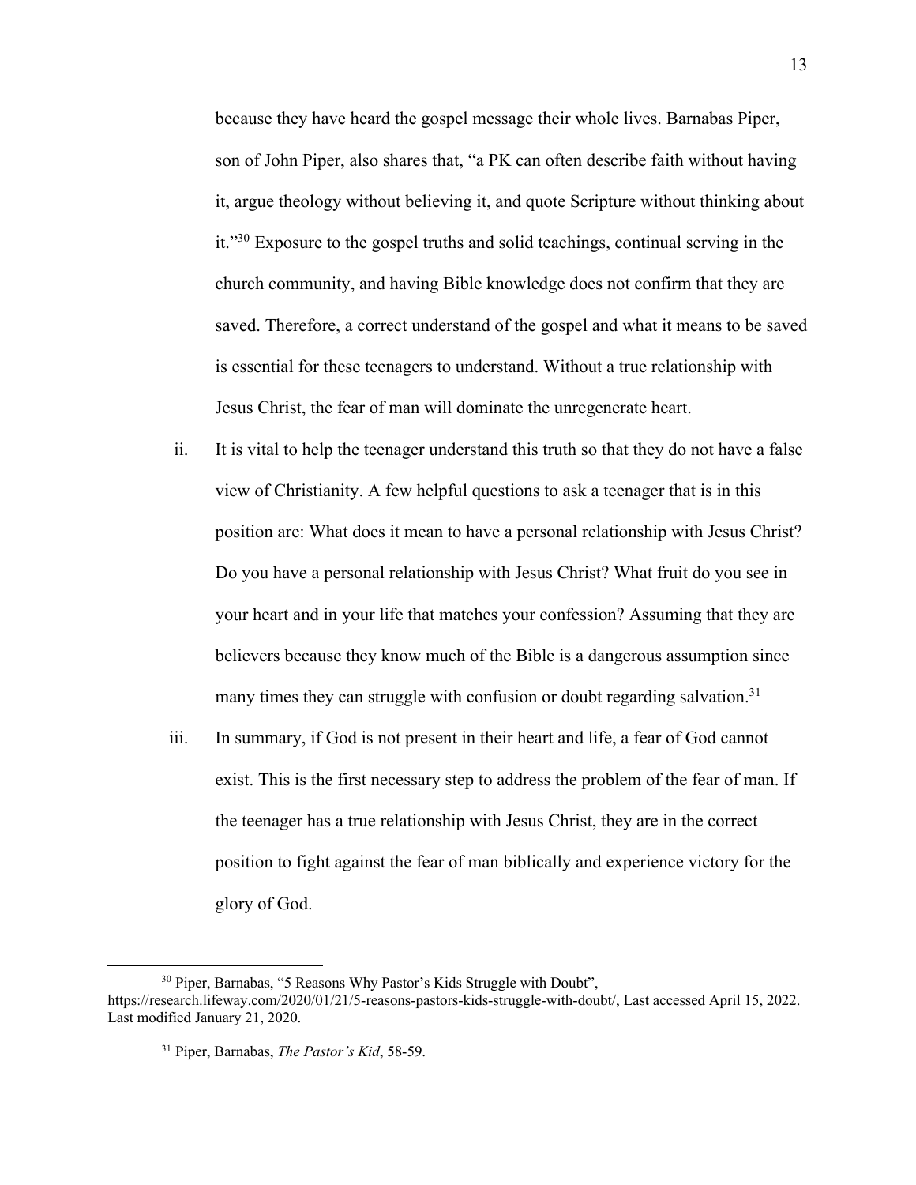because they have heard the gospel message their whole lives. Barnabas Piper, son of John Piper, also shares that, "a PK can often describe faith without having it, argue theology without believing it, and quote Scripture without thinking about it."[30] Exposure to the gospel truths and solid teachings, continual serving in the church community, and having Bible knowledge does not confirm that they are saved. Therefore, a correct understand of the gospel and what it means to be saved is essential for these teenagers to understand. Without a true relationship with Jesus Christ, the fear of man will dominate the unregenerate heart.

ii. It is vital to help the teenager understand this truth so that they do not have a false view of Christianity. A few helpful questions to ask a teenager that is in this position are: What does it mean to have a personal relationship with Jesus Christ? Do you have a personal relationship with Jesus Christ? What fruit do you see in your heart and in your life that matches your confession? Assuming that they are believers because they know much of the Bible is a dangerous assumption since many times they can struggle with confusion or doubt regarding salvation.[31]

iii. In summary, if God is not present in their heart and life, a fear of God cannot exist. This is the first necessary step to address the problem of the fear of man. If the teenager has a true relationship with Jesus Christ, they are in the correct position to fight against the fear of man biblically and experience victory for the glory of God.

---

[30] Piper, Barnabas, "5 Reasons Why Pastor's Kids Struggle with Doubt", https://research.lifeway.com/2020/01/21/5-reasons-pastors-kids-struggle-with-doubt/, Last accessed April 15, 2022. Last modified January 21, 2020.

[31] Piper, Barnabas, *The Pastor's Kid*, 58-59.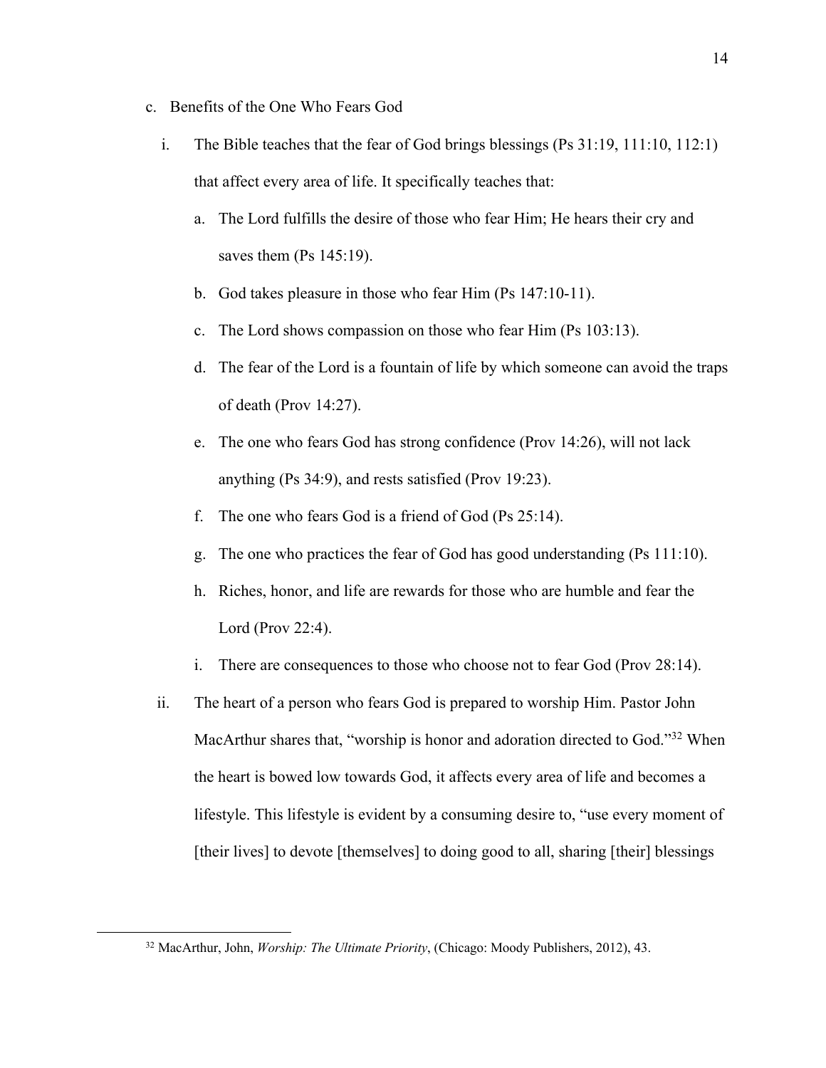c. Benefits of the One Who Fears God

   i. The Bible teaches that the fear of God brings blessings (Ps 31:19, 111:10, 112:1) that affect every area of life. It specifically teaches that:

      a. The Lord fulfills the desire of those who fear Him; He hears their cry and saves them (Ps 145:19).

      b. God takes pleasure in those who fear Him (Ps 147:10-11).

      c. The Lord shows compassion on those who fear Him (Ps 103:13).

      d. The fear of the Lord is a fountain of life by which someone can avoid the traps of death (Prov 14:27).

      e. The one who fears God has strong confidence (Prov 14:26), will not lack anything (Ps 34:9), and rests satisfied (Prov 19:23).

      f. The one who fears God is a friend of God (Ps 25:14).

      g. The one who practices the fear of God has good understanding (Ps 111:10).

      h. Riches, honor, and life are rewards for those who are humble and fear the Lord (Prov 22:4).

      i. There are consequences to those who choose not to fear God (Prov 28:14).

   ii. The heart of a person who fears God is prepared to worship Him. Pastor John MacArthur shares that, "worship is honor and adoration directed to God."[32] When the heart is bowed low towards God, it affects every area of life and becomes a lifestyle. This lifestyle is evident by a consuming desire to, "use every moment of [their lives] to devote [themselves] to doing good to all, sharing [their] blessings

---

[32] MacArthur, John, *Worship: The Ultimate Priority*, (Chicago: Moody Publishers, 2012), 43.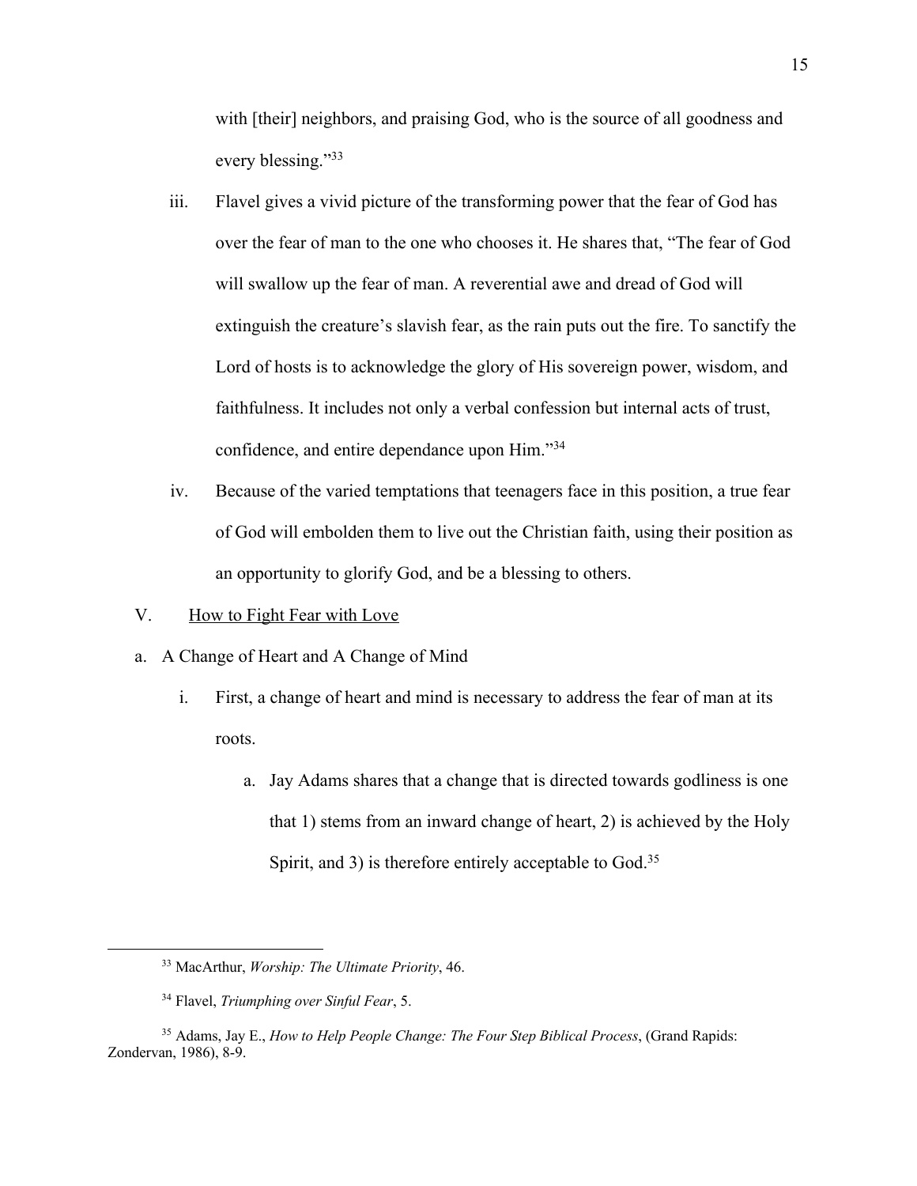with [their] neighbors, and praising God, who is the source of all goodness and every blessing."[33]

iii. Flavel gives a vivid picture of the transforming power that the fear of God has over the fear of man to the one who chooses it. He shares that, "The fear of God will swallow up the fear of man. A reverential awe and dread of God will extinguish the creature's slavish fear, as the rain puts out the fire. To sanctify the Lord of hosts is to acknowledge the glory of His sovereign power, wisdom, and faithfulness. It includes not only a verbal confession but internal acts of trust, confidence, and entire dependance upon Him."[34]

iv. Because of the varied temptations that teenagers face in this position, a true fear of God will embolden them to live out the Christian faith, using their position as an opportunity to glorify God, and be a blessing to others.

V. <u>How to Fight Fear with Love</u>

a. A Change of Heart and A Change of Mind

i. First, a change of heart and mind is necessary to address the fear of man at its roots.

a. Jay Adams shares that a change that is directed towards godliness is one that 1) stems from an inward change of heart, 2) is achieved by the Holy Spirit, and 3) is therefore entirely acceptable to God.[35]

---

[33] MacArthur, *Worship: The Ultimate Priority*, 46.

[34] Flavel, *Triumphing over Sinful Fear*, 5.

[35] Adams, Jay E., *How to Help People Change: The Four Step Biblical Process*, (Grand Rapids: Zondervan, 1986), 8-9.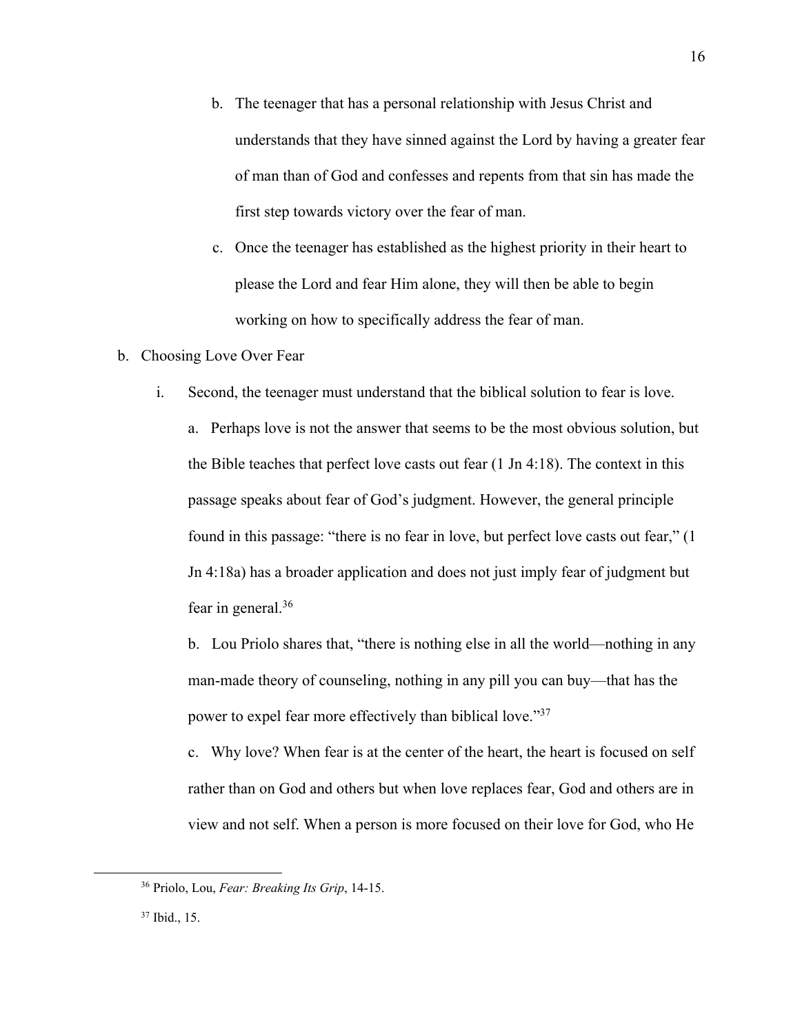b. The teenager that has a personal relationship with Jesus Christ and understands that they have sinned against the Lord by having a greater fear of man than of God and confesses and repents from that sin has made the first step towards victory over the fear of man.

c. Once the teenager has established as the highest priority in their heart to please the Lord and fear Him alone, they will then be able to begin working on how to specifically address the fear of man.

b. Choosing Love Over Fear

i. Second, the teenager must understand that the biblical solution to fear is love.

a. Perhaps love is not the answer that seems to be the most obvious solution, but the Bible teaches that perfect love casts out fear (1 Jn 4:18). The context in this passage speaks about fear of God's judgment. However, the general principle found in this passage: "there is no fear in love, but perfect love casts out fear," (1 Jn 4:18a) has a broader application and does not just imply fear of judgment but fear in general.[36]

b. Lou Priolo shares that, "there is nothing else in all the world—nothing in any man-made theory of counseling, nothing in any pill you can buy—that has the power to expel fear more effectively than biblical love."[37]

c. Why love? When fear is at the center of the heart, the heart is focused on self rather than on God and others but when love replaces fear, God and others are in view and not self. When a person is more focused on their love for God, who He

---

[36] Priolo, Lou, *Fear: Breaking Its Grip*, 14-15.

[37] Ibid., 15.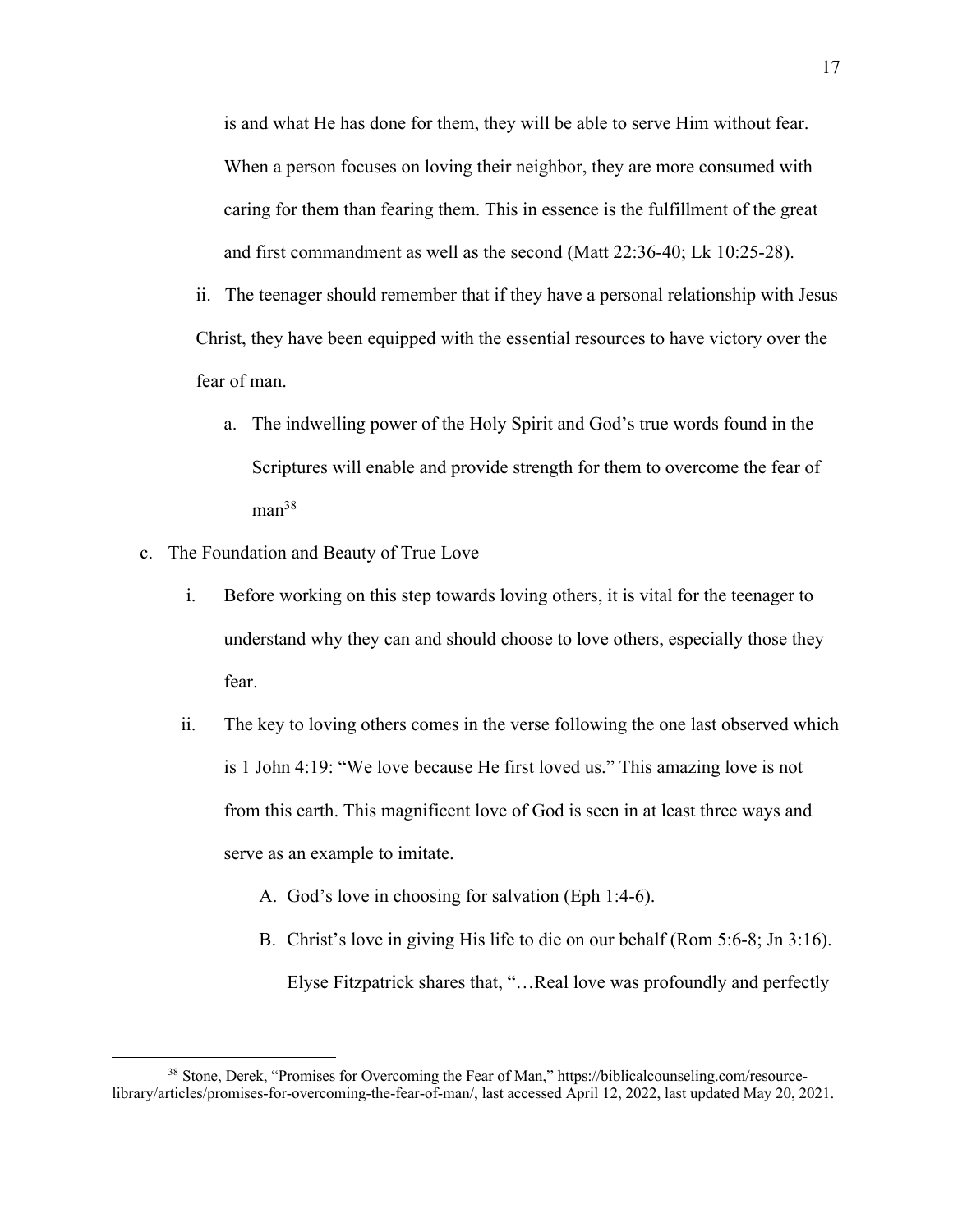is and what He has done for them, they will be able to serve Him without fear. When a person focuses on loving their neighbor, they are more consumed with caring for them than fearing them. This in essence is the fulfillment of the great and first commandment as well as the second (Matt 22:36-40; Lk 10:25-28).

ii. The teenager should remember that if they have a personal relationship with Jesus Christ, they have been equipped with the essential resources to have victory over the fear of man.

   a. The indwelling power of the Holy Spirit and God's true words found in the Scriptures will enable and provide strength for them to overcome the fear of man[38]

c. The Foundation and Beauty of True Love

   i. Before working on this step towards loving others, it is vital for the teenager to understand why they can and should choose to love others, especially those they fear.

   ii. The key to loving others comes in the verse following the one last observed which is 1 John 4:19: "We love because He first loved us." This amazing love is not from this earth. This magnificent love of God is seen in at least three ways and serve as an example to imitate.

      A. God's love in choosing for salvation (Eph 1:4-6).

      B. Christ's love in giving His life to die on our behalf (Rom 5:6-8; Jn 3:16). Elyse Fitzpatrick shares that, "…Real love was profoundly and perfectly

---

[38] Stone, Derek, "Promises for Overcoming the Fear of Man," https://biblicalcounseling.com/resource-library/articles/promises-for-overcoming-the-fear-of-man/, last accessed April 12, 2022, last updated May 20, 2021.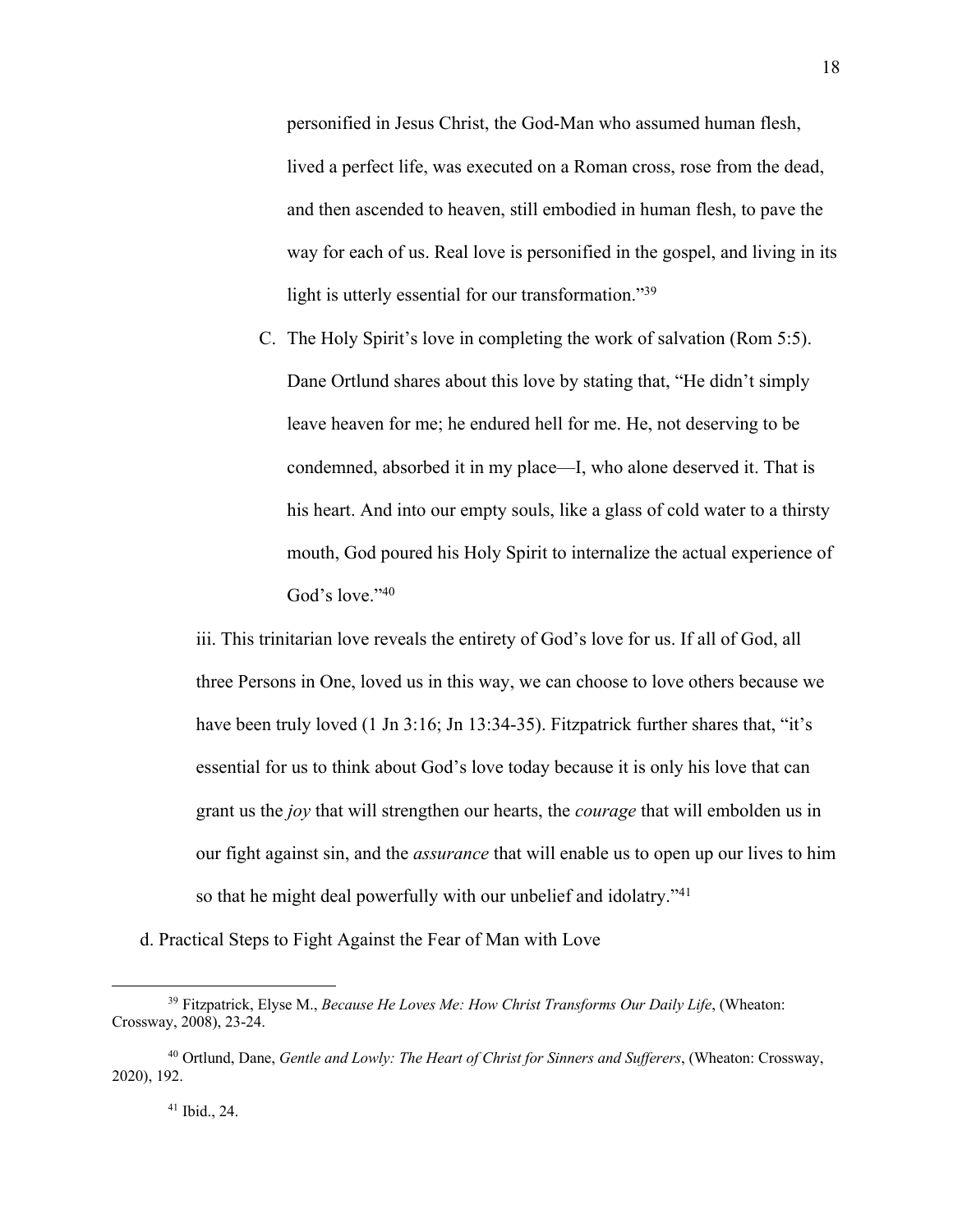personified in Jesus Christ, the God-Man who assumed human flesh, lived a perfect life, was executed on a Roman cross, rose from the dead, and then ascended to heaven, still embodied in human flesh, to pave the way for each of us. Real love is personified in the gospel, and living in its light is utterly essential for our transformation."[39]

C. The Holy Spirit's love in completing the work of salvation (Rom 5:5). Dane Ortlund shares about this love by stating that, "He didn't simply leave heaven for me; he endured hell for me. He, not deserving to be condemned, absorbed it in my place—I, who alone deserved it. That is his heart. And into our empty souls, like a glass of cold water to a thirsty mouth, God poured his Holy Spirit to internalize the actual experience of God's love."[40]

iii. This trinitarian love reveals the entirety of God's love for us. If all of God, all three Persons in One, loved us in this way, we can choose to love others because we have been truly loved (1 Jn 3:16; Jn 13:34-35). Fitzpatrick further shares that, "it's essential for us to think about God's love today because it is only his love that can grant us the *joy* that will strengthen our hearts, the *courage* that will embolden us in our fight against sin, and the *assurance* that will enable us to open up our lives to him so that he might deal powerfully with our unbelief and idolatry."[41]

d. Practical Steps to Fight Against the Fear of Man with Love

---

[39] Fitzpatrick, Elyse M., *Because He Loves Me: How Christ Transforms Our Daily Life*, (Wheaton: Crossway, 2008), 23-24.

[40] Ortlund, Dane, *Gentle and Lowly: The Heart of Christ for Sinners and Sufferers*, (Wheaton: Crossway, 2020), 192.

[41] Ibid., 24.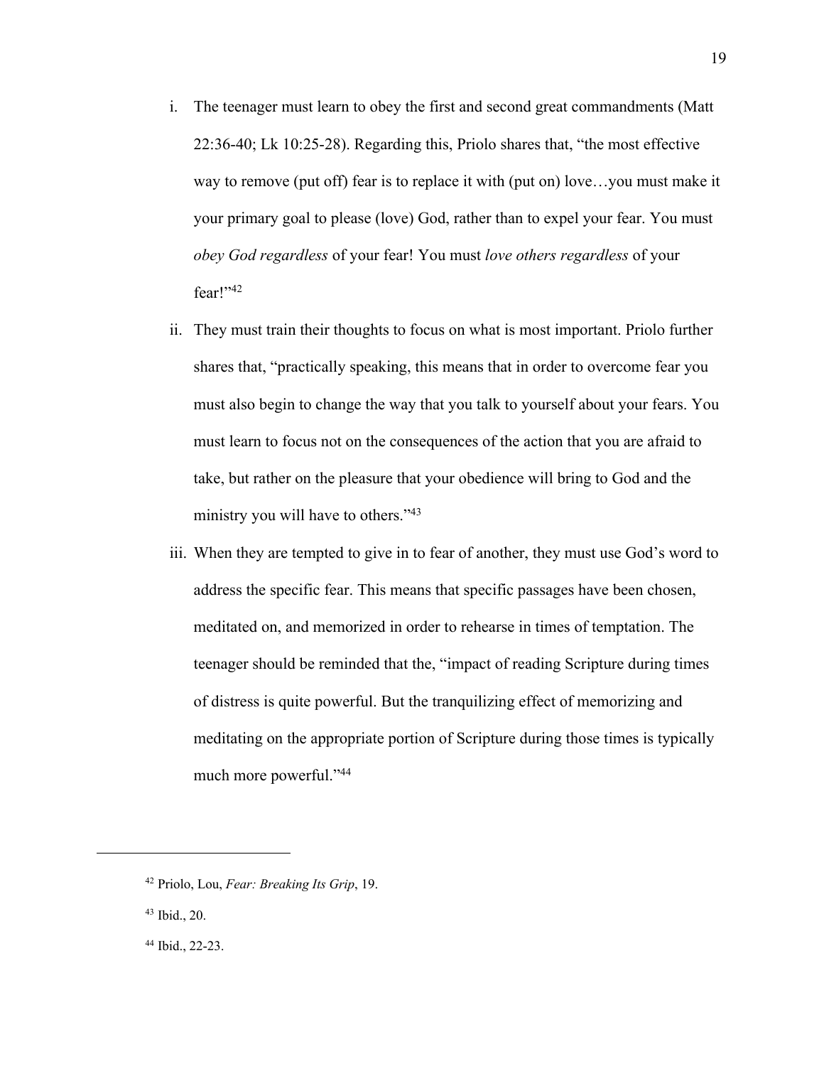i. The teenager must learn to obey the first and second great commandments (Matt 22:36-40; Lk 10:25-28). Regarding this, Priolo shares that, "the most effective way to remove (put off) fear is to replace it with (put on) love…you must make it your primary goal to please (love) God, rather than to expel your fear. You must *obey God regardless* of your fear! You must *love others regardless* of your fear!"[42]

ii. They must train their thoughts to focus on what is most important. Priolo further shares that, "practically speaking, this means that in order to overcome fear you must also begin to change the way that you talk to yourself about your fears. You must learn to focus not on the consequences of the action that you are afraid to take, but rather on the pleasure that your obedience will bring to God and the ministry you will have to others."[43]

iii. When they are tempted to give in to fear of another, they must use God's word to address the specific fear. This means that specific passages have been chosen, meditated on, and memorized in order to rehearse in times of temptation. The teenager should be reminded that the, "impact of reading Scripture during times of distress is quite powerful. But the tranquilizing effect of memorizing and meditating on the appropriate portion of Scripture during those times is typically much more powerful."[44]

---

[42] Priolo, Lou, *Fear: Breaking Its Grip*, 19.

[43] Ibid., 20.

[44] Ibid., 22-23.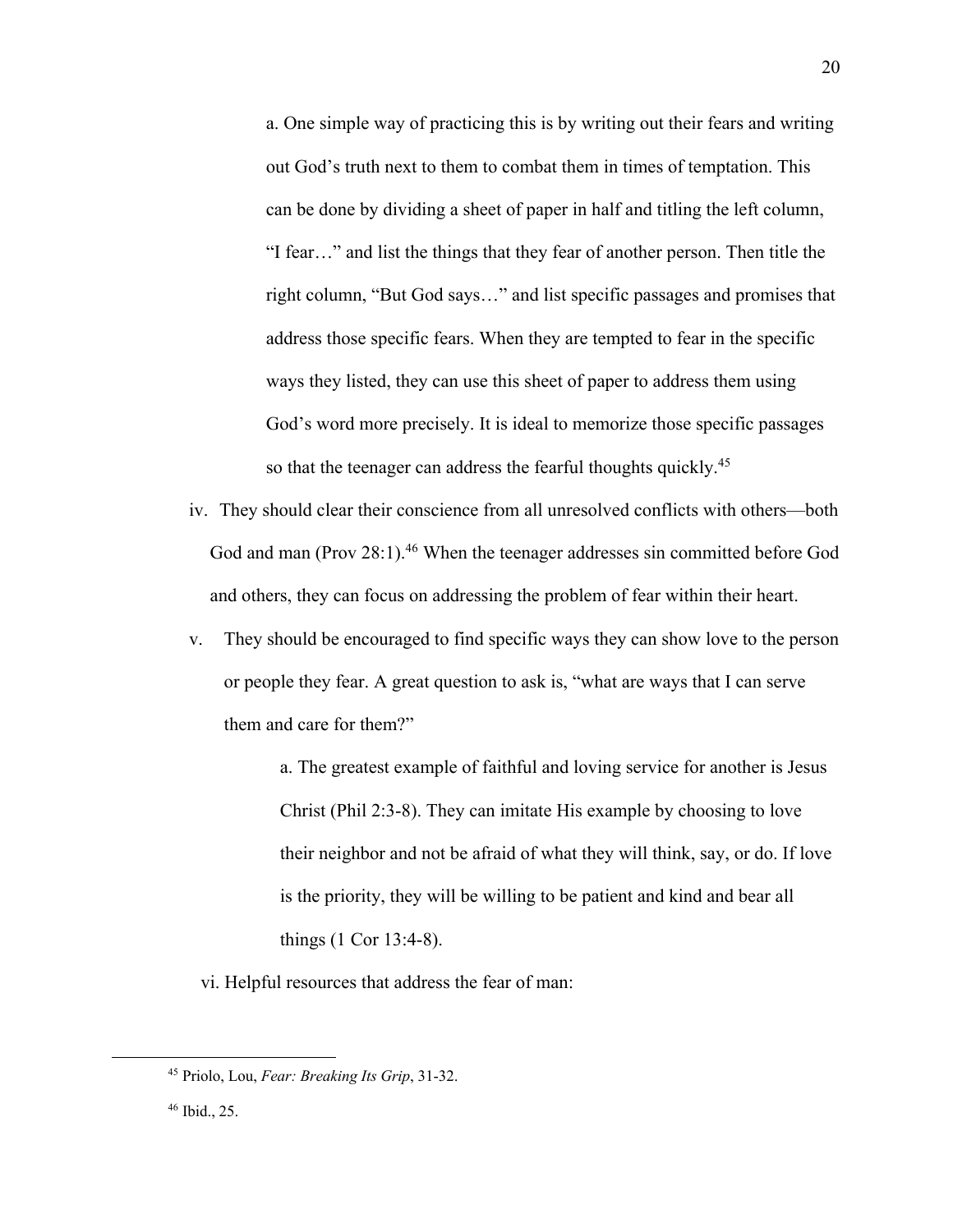a. One simple way of practicing this is by writing out their fears and writing out God's truth next to them to combat them in times of temptation. This can be done by dividing a sheet of paper in half and titling the left column, "I fear…" and list the things that they fear of another person. Then title the right column, "But God says…" and list specific passages and promises that address those specific fears. When they are tempted to fear in the specific ways they listed, they can use this sheet of paper to address them using God's word more precisely. It is ideal to memorize those specific passages so that the teenager can address the fearful thoughts quickly.[45]

iv. They should clear their conscience from all unresolved conflicts with others—both God and man (Prov 28:1).[46] When the teenager addresses sin committed before God and others, they can focus on addressing the problem of fear within their heart.

v. They should be encouraged to find specific ways they can show love to the person or people they fear. A great question to ask is, "what are ways that I can serve them and care for them?"

a. The greatest example of faithful and loving service for another is Jesus Christ (Phil 2:3-8). They can imitate His example by choosing to love their neighbor and not be afraid of what they will think, say, or do. If love is the priority, they will be willing to be patient and kind and bear all things (1 Cor 13:4-8).

vi. Helpful resources that address the fear of man:

---

[45] Priolo, Lou, *Fear: Breaking Its Grip*, 31-32.

[46] Ibid., 25.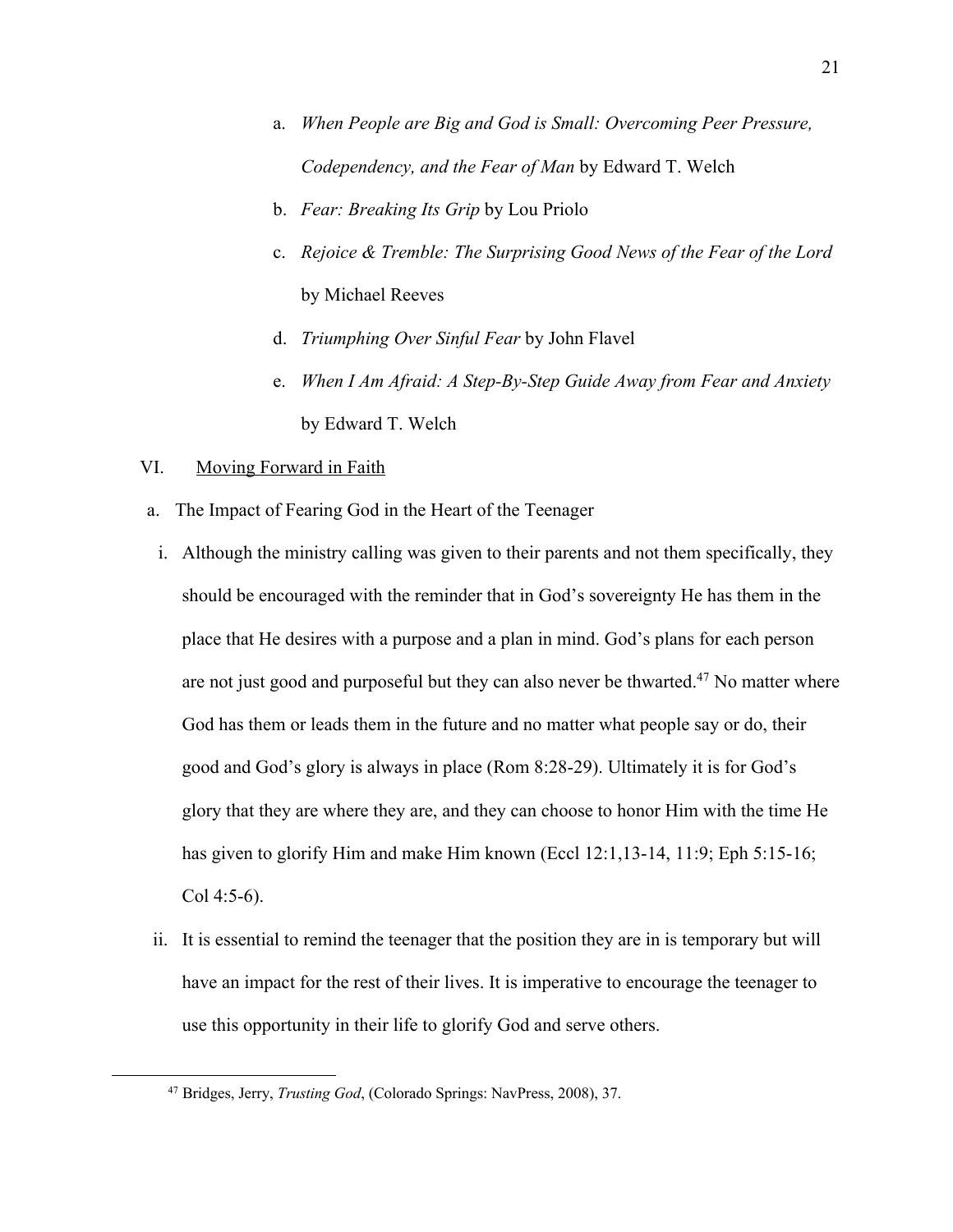a. *When People are Big and God is Small: Overcoming Peer Pressure, Codependency, and the Fear of Man* by Edward T. Welch
b. *Fear: Breaking Its Grip* by Lou Priolo
c. *Rejoice & Tremble: The Surprising Good News of the Fear of the Lord* by Michael Reeves
d. *Triumphing Over Sinful Fear* by John Flavel
e. *When I Am Afraid: A Step-By-Step Guide Away from Fear and Anxiety* by Edward T. Welch

VI. <u>Moving Forward in Faith</u>

a. The Impact of Fearing God in the Heart of the Teenager

i. Although the ministry calling was given to their parents and not them specifically, they should be encouraged with the reminder that in God's sovereignty He has them in the place that He desires with a purpose and a plan in mind. God's plans for each person are not just good and purposeful but they can also never be thwarted.[47] No matter where God has them or leads them in the future and no matter what people say or do, their good and God's glory is always in place (Rom 8:28-29). Ultimately it is for God's glory that they are where they are, and they can choose to honor Him with the time He has given to glorify Him and make Him known (Eccl 12:1,13-14, 11:9; Eph 5:15-16; Col 4:5-6).

ii. It is essential to remind the teenager that the position they are in is temporary but will have an impact for the rest of their lives. It is imperative to encourage the teenager to use this opportunity in their life to glorify God and serve others.

---

[47] Bridges, Jerry, *Trusting God*, (Colorado Springs: NavPress, 2008), 37.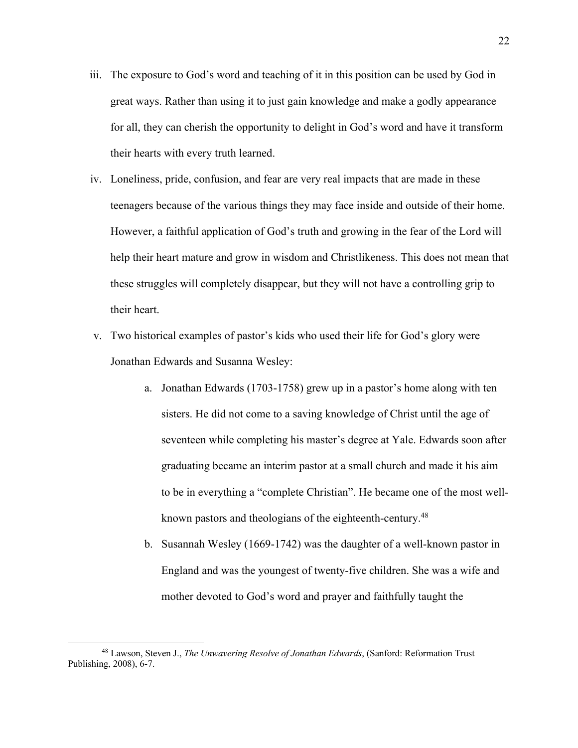iii. The exposure to God's word and teaching of it in this position can be used by God in great ways. Rather than using it to just gain knowledge and make a godly appearance for all, they can cherish the opportunity to delight in God's word and have it transform their hearts with every truth learned.

iv. Loneliness, pride, confusion, and fear are very real impacts that are made in these teenagers because of the various things they may face inside and outside of their home. However, a faithful application of God's truth and growing in the fear of the Lord will help their heart mature and grow in wisdom and Christlikeness. This does not mean that these struggles will completely disappear, but they will not have a controlling grip to their heart.

v. Two historical examples of pastor's kids who used their life for God's glory were Jonathan Edwards and Susanna Wesley:

   a. Jonathan Edwards (1703-1758) grew up in a pastor's home along with ten sisters. He did not come to a saving knowledge of Christ until the age of seventeen while completing his master's degree at Yale. Edwards soon after graduating became an interim pastor at a small church and made it his aim to be in everything a "complete Christian". He became one of the most well-known pastors and theologians of the eighteenth-century.[48]

   b. Susannah Wesley (1669-1742) was the daughter of a well-known pastor in England and was the youngest of twenty-five children. She was a wife and mother devoted to God's word and prayer and faithfully taught the

---

[48] Lawson, Steven J., *The Unwavering Resolve of Jonathan Edwards*, (Sanford: Reformation Trust Publishing, 2008), 6-7.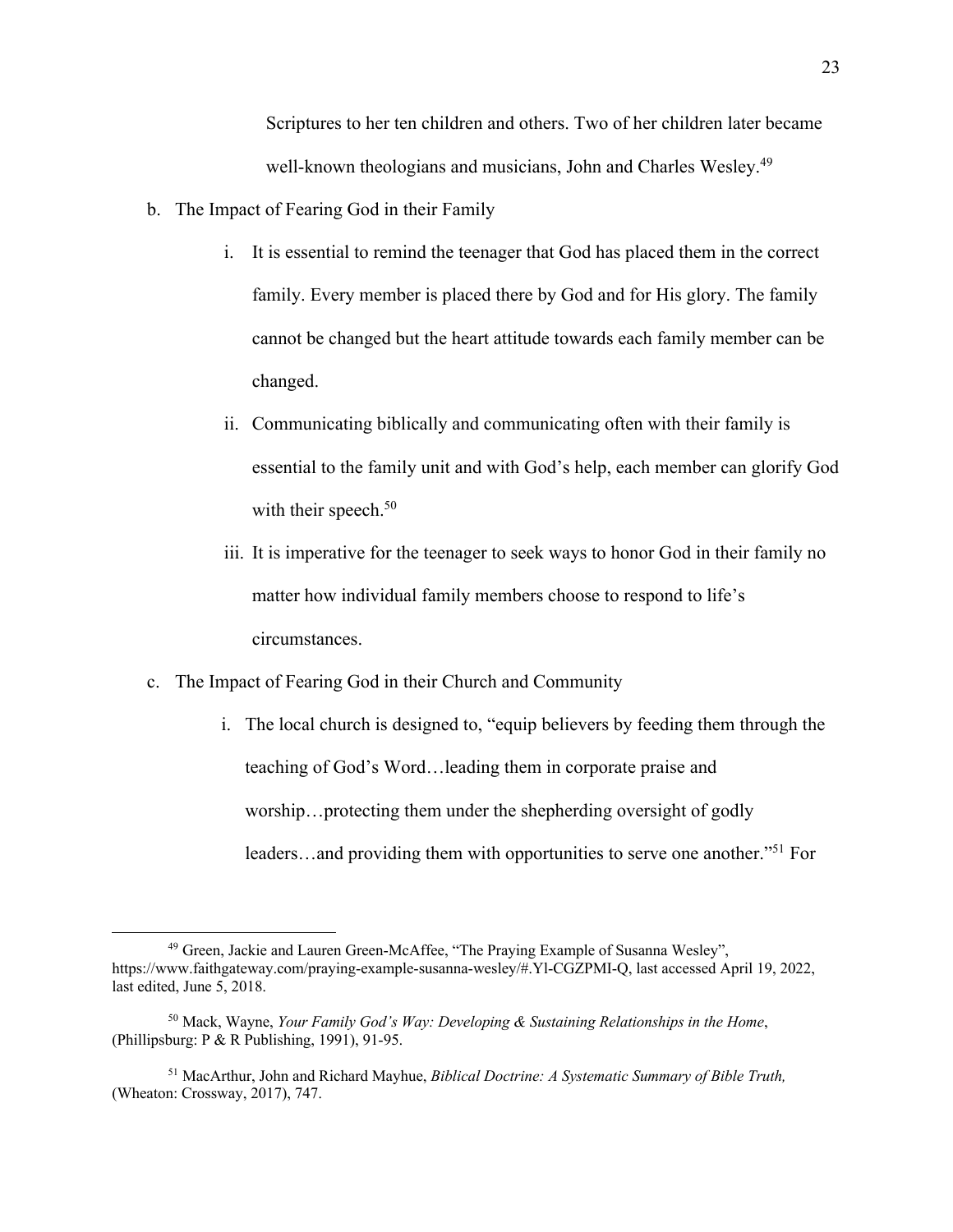Scriptures to her ten children and others. Two of her children later became well-known theologians and musicians, John and Charles Wesley.[49]

b. The Impact of Fearing God in their Family

   i. It is essential to remind the teenager that God has placed them in the correct family. Every member is placed there by God and for His glory. The family cannot be changed but the heart attitude towards each family member can be changed.

   ii. Communicating biblically and communicating often with their family is essential to the family unit and with God's help, each member can glorify God with their speech.[50]

   iii. It is imperative for the teenager to seek ways to honor God in their family no matter how individual family members choose to respond to life's circumstances.

c. The Impact of Fearing God in their Church and Community

   i. The local church is designed to, "equip believers by feeding them through the teaching of God's Word…leading them in corporate praise and worship…protecting them under the shepherding oversight of godly leaders…and providing them with opportunities to serve one another."[51] For

---

[49] Green, Jackie and Lauren Green-McAffee, "The Praying Example of Susanna Wesley", https://www.faithgateway.com/praying-example-susanna-wesley/#.Yl-CGZPMI-Q, last accessed April 19, 2022, last edited, June 5, 2018.

[50] Mack, Wayne, *Your Family God's Way: Developing & Sustaining Relationships in the Home*, (Phillipsburg: P & R Publishing, 1991), 91-95.

[51] MacArthur, John and Richard Mayhue, *Biblical Doctrine: A Systematic Summary of Bible Truth,* (Wheaton: Crossway, 2017), 747.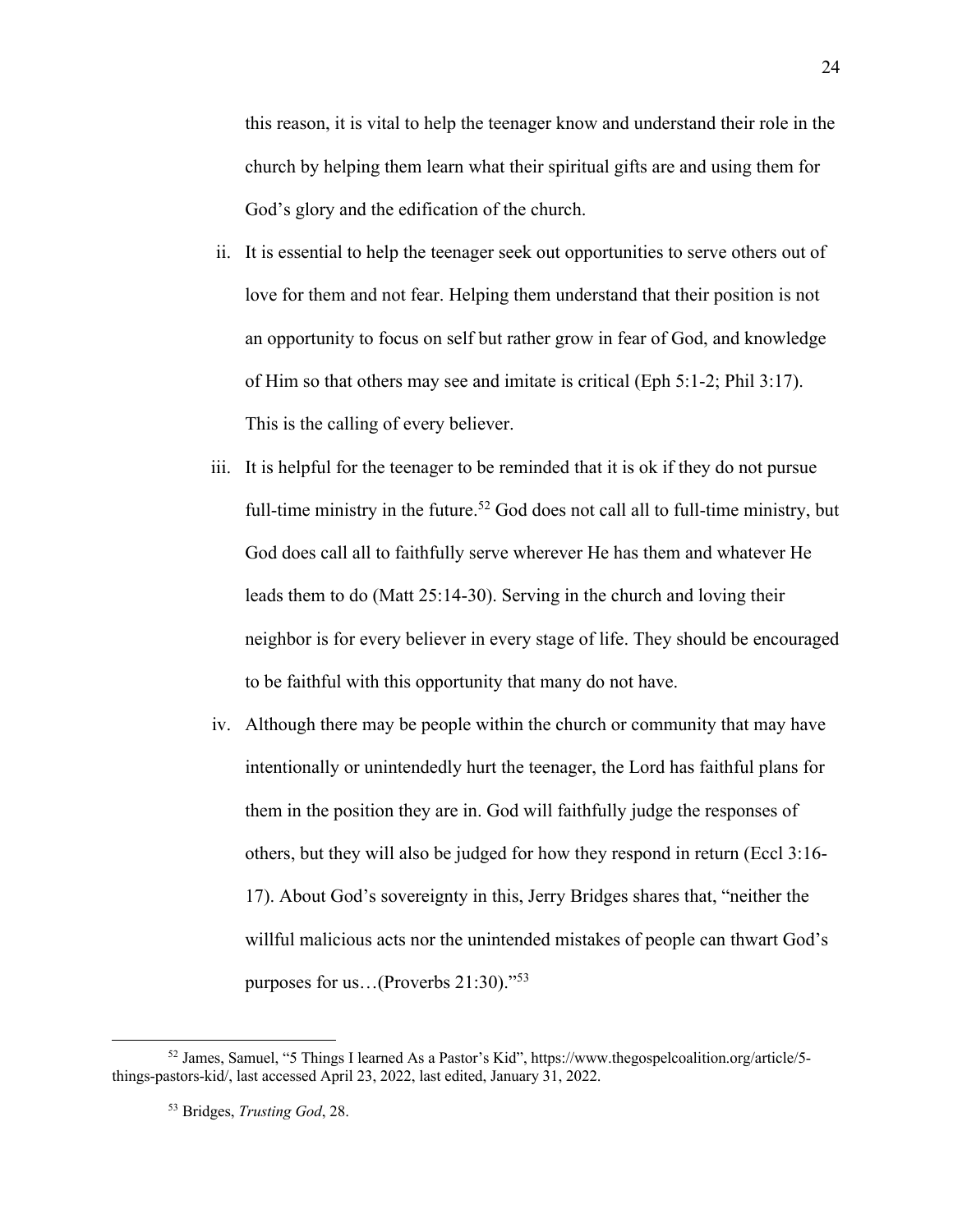this reason, it is vital to help the teenager know and understand their role in the church by helping them learn what their spiritual gifts are and using them for God's glory and the edification of the church.

ii. It is essential to help the teenager seek out opportunities to serve others out of love for them and not fear. Helping them understand that their position is not an opportunity to focus on self but rather grow in fear of God, and knowledge of Him so that others may see and imitate is critical (Eph 5:1-2; Phil 3:17). This is the calling of every believer.

iii. It is helpful for the teenager to be reminded that it is ok if they do not pursue full-time ministry in the future.[52] God does not call all to full-time ministry, but God does call all to faithfully serve wherever He has them and whatever He leads them to do (Matt 25:14-30). Serving in the church and loving their neighbor is for every believer in every stage of life. They should be encouraged to be faithful with this opportunity that many do not have.

iv. Although there may be people within the church or community that may have intentionally or unintendedly hurt the teenager, the Lord has faithful plans for them in the position they are in. God will faithfully judge the responses of others, but they will also be judged for how they respond in return (Eccl 3:16-17). About God's sovereignty in this, Jerry Bridges shares that, "neither the willful malicious acts nor the unintended mistakes of people can thwart God's purposes for us…(Proverbs 21:30)."[53]

---

[52] James, Samuel, "5 Things I learned As a Pastor's Kid", https://www.thegospelcoalition.org/article/5-things-pastors-kid/, last accessed April 23, 2022, last edited, January 31, 2022.

[53] Bridges, *Trusting God*, 28.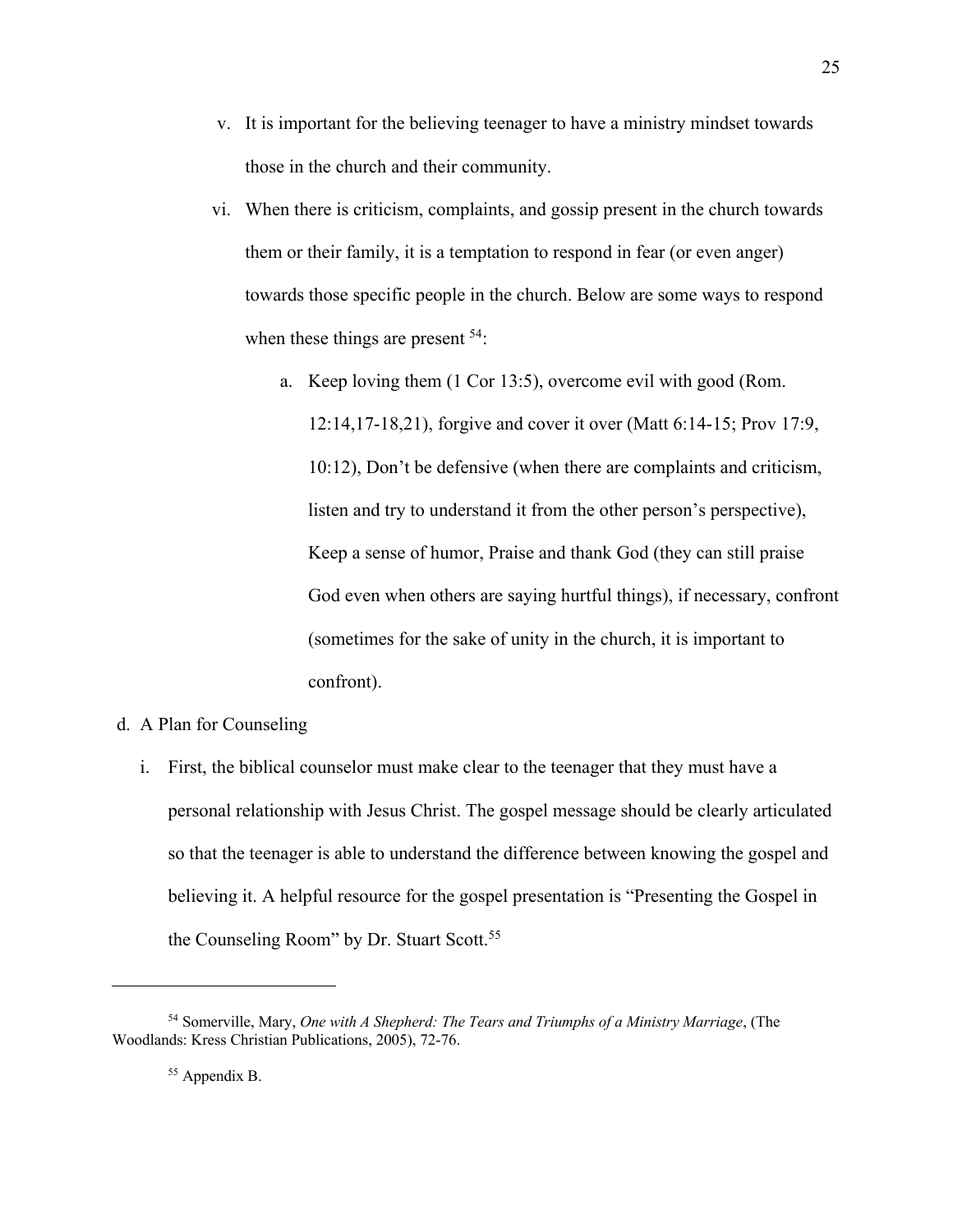v. It is important for the believing teenager to have a ministry mindset towards those in the church and their community.

vi. When there is criticism, complaints, and gossip present in the church towards them or their family, it is a temptation to respond in fear (or even anger) towards those specific people in the church. Below are some ways to respond when these things are present [54]:

   a. Keep loving them (1 Cor 13:5), overcome evil with good (Rom. 12:14,17-18,21), forgive and cover it over (Matt 6:14-15; Prov 17:9, 10:12), Don't be defensive (when there are complaints and criticism, listen and try to understand it from the other person's perspective), Keep a sense of humor, Praise and thank God (they can still praise God even when others are saying hurtful things), if necessary, confront (sometimes for the sake of unity in the church, it is important to confront).

d. A Plan for Counseling

   i. First, the biblical counselor must make clear to the teenager that they must have a personal relationship with Jesus Christ. The gospel message should be clearly articulated so that the teenager is able to understand the difference between knowing the gospel and believing it. A helpful resource for the gospel presentation is "Presenting the Gospel in the Counseling Room" by Dr. Stuart Scott.[55]

---

[54] Somerville, Mary, *One with A Shepherd: The Tears and Triumphs of a Ministry Marriage*, (The Woodlands: Kress Christian Publications, 2005), 72-76.

[55] Appendix B.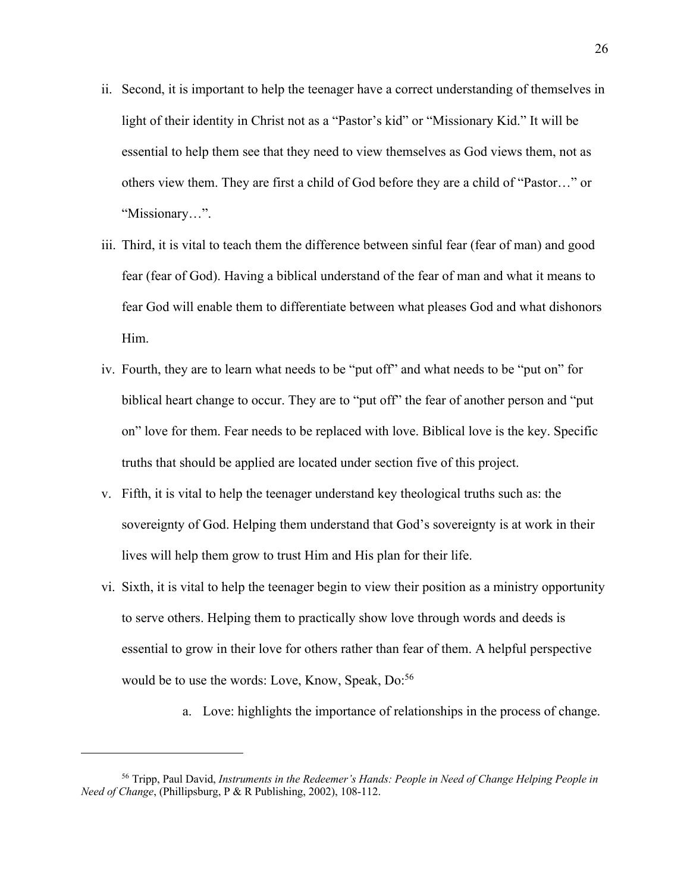ii. Second, it is important to help the teenager have a correct understanding of themselves in light of their identity in Christ not as a "Pastor's kid" or "Missionary Kid." It will be essential to help them see that they need to view themselves as God views them, not as others view them. They are first a child of God before they are a child of "Pastor…" or "Missionary…".

iii. Third, it is vital to teach them the difference between sinful fear (fear of man) and good fear (fear of God). Having a biblical understand of the fear of man and what it means to fear God will enable them to differentiate between what pleases God and what dishonors Him.

iv. Fourth, they are to learn what needs to be "put off" and what needs to be "put on" for biblical heart change to occur. They are to "put off" the fear of another person and "put on" love for them. Fear needs to be replaced with love. Biblical love is the key. Specific truths that should be applied are located under section five of this project.

v. Fifth, it is vital to help the teenager understand key theological truths such as: the sovereignty of God. Helping them understand that God's sovereignty is at work in their lives will help them grow to trust Him and His plan for their life.

vi. Sixth, it is vital to help the teenager begin to view their position as a ministry opportunity to serve others. Helping them to practically show love through words and deeds is essential to grow in their love for others rather than fear of them. A helpful perspective would be to use the words: Love, Know, Speak, Do:[56]

   a. Love: highlights the importance of relationships in the process of change.

---

[56] Tripp, Paul David, *Instruments in the Redeemer's Hands: People in Need of Change Helping People in Need of Change*, (Phillipsburg, P & R Publishing, 2002), 108-112.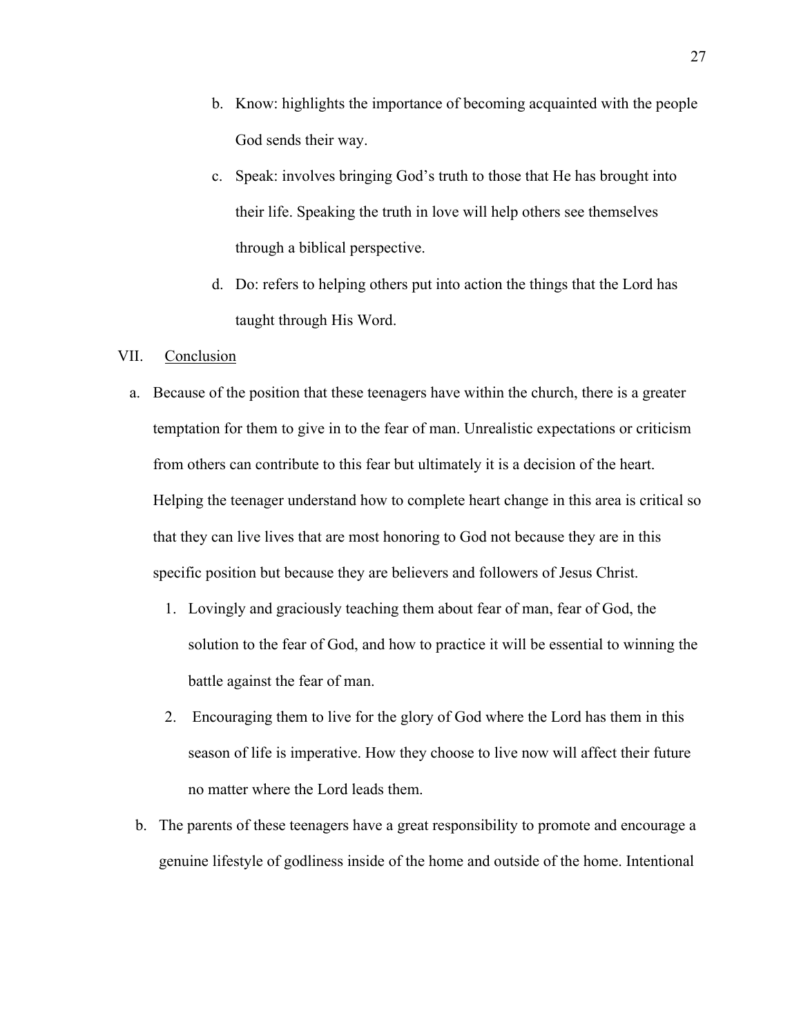b. Know: highlights the importance of becoming acquainted with the people God sends their way.

c. Speak: involves bringing God's truth to those that He has brought into their life. Speaking the truth in love will help others see themselves through a biblical perspective.

d. Do: refers to helping others put into action the things that the Lord has taught through His Word.

VII. <u>Conclusion</u>

a. Because of the position that these teenagers have within the church, there is a greater temptation for them to give in to the fear of man. Unrealistic expectations or criticism from others can contribute to this fear but ultimately it is a decision of the heart. Helping the teenager understand how to complete heart change in this area is critical so that they can live lives that are most honoring to God not because they are in this specific position but because they are believers and followers of Jesus Christ.

1. Lovingly and graciously teaching them about fear of man, fear of God, the solution to the fear of God, and how to practice it will be essential to winning the battle against the fear of man.

2. Encouraging them to live for the glory of God where the Lord has them in this season of life is imperative. How they choose to live now will affect their future no matter where the Lord leads them.

b. The parents of these teenagers have a great responsibility to promote and encourage a genuine lifestyle of godliness inside of the home and outside of the home. Intentional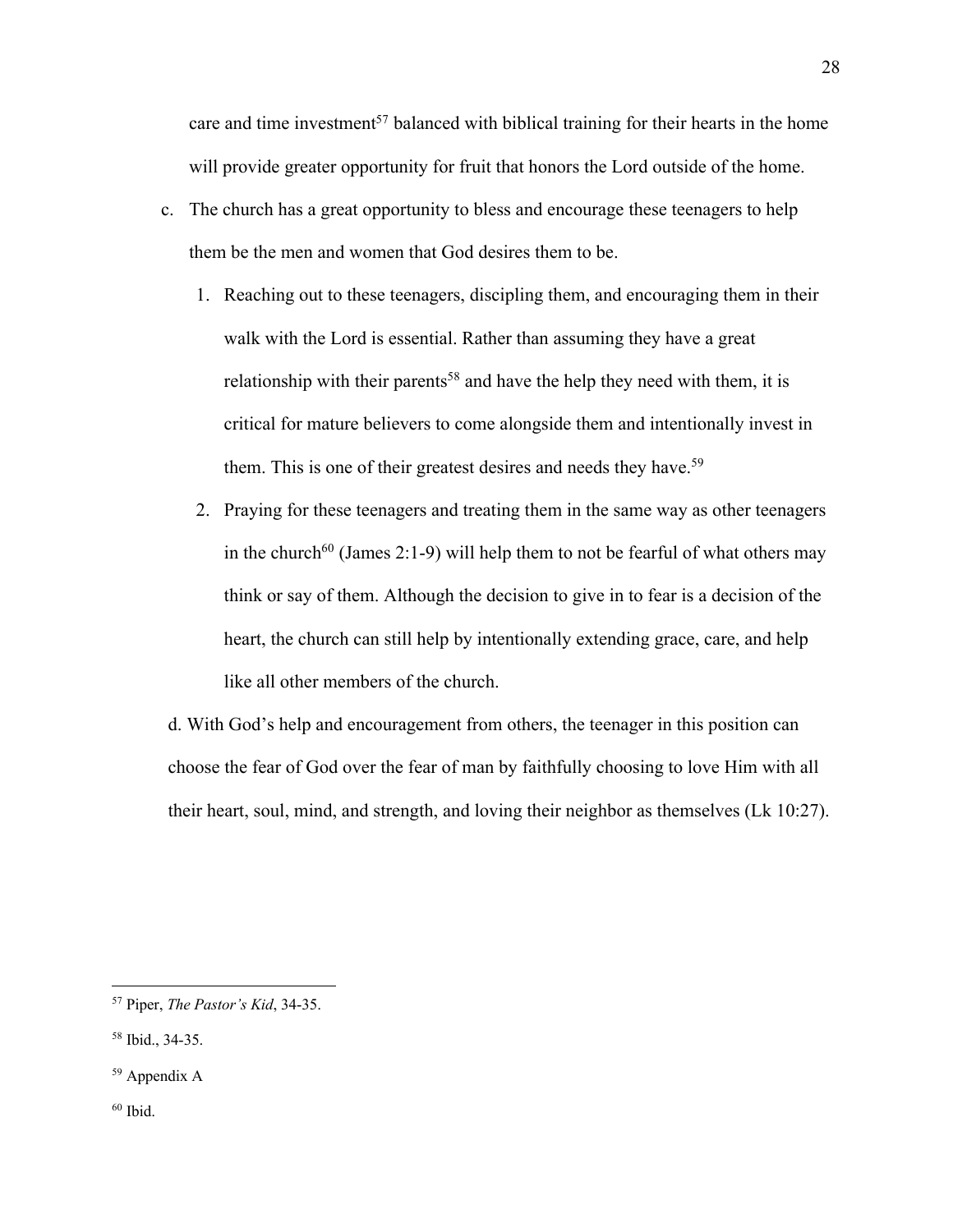care and time investment[57] balanced with biblical training for their hearts in the home will provide greater opportunity for fruit that honors the Lord outside of the home.

c. The church has a great opportunity to bless and encourage these teenagers to help them be the men and women that God desires them to be.

   1. Reaching out to these teenagers, discipling them, and encouraging them in their walk with the Lord is essential. Rather than assuming they have a great relationship with their parents[58] and have the help they need with them, it is critical for mature believers to come alongside them and intentionally invest in them. This is one of their greatest desires and needs they have.[59]

   2. Praying for these teenagers and treating them in the same way as other teenagers in the church[60] (James 2:1-9) will help them to not be fearful of what others may think or say of them. Although the decision to give in to fear is a decision of the heart, the church can still help by intentionally extending grace, care, and help like all other members of the church.

d. With God's help and encouragement from others, the teenager in this position can choose the fear of God over the fear of man by faithfully choosing to love Him with all their heart, soul, mind, and strength, and loving their neighbor as themselves (Lk 10:27).

---

[57] Piper, *The Pastor's Kid*, 34-35.

[58] Ibid., 34-35.

[59] Appendix A

[60] Ibid.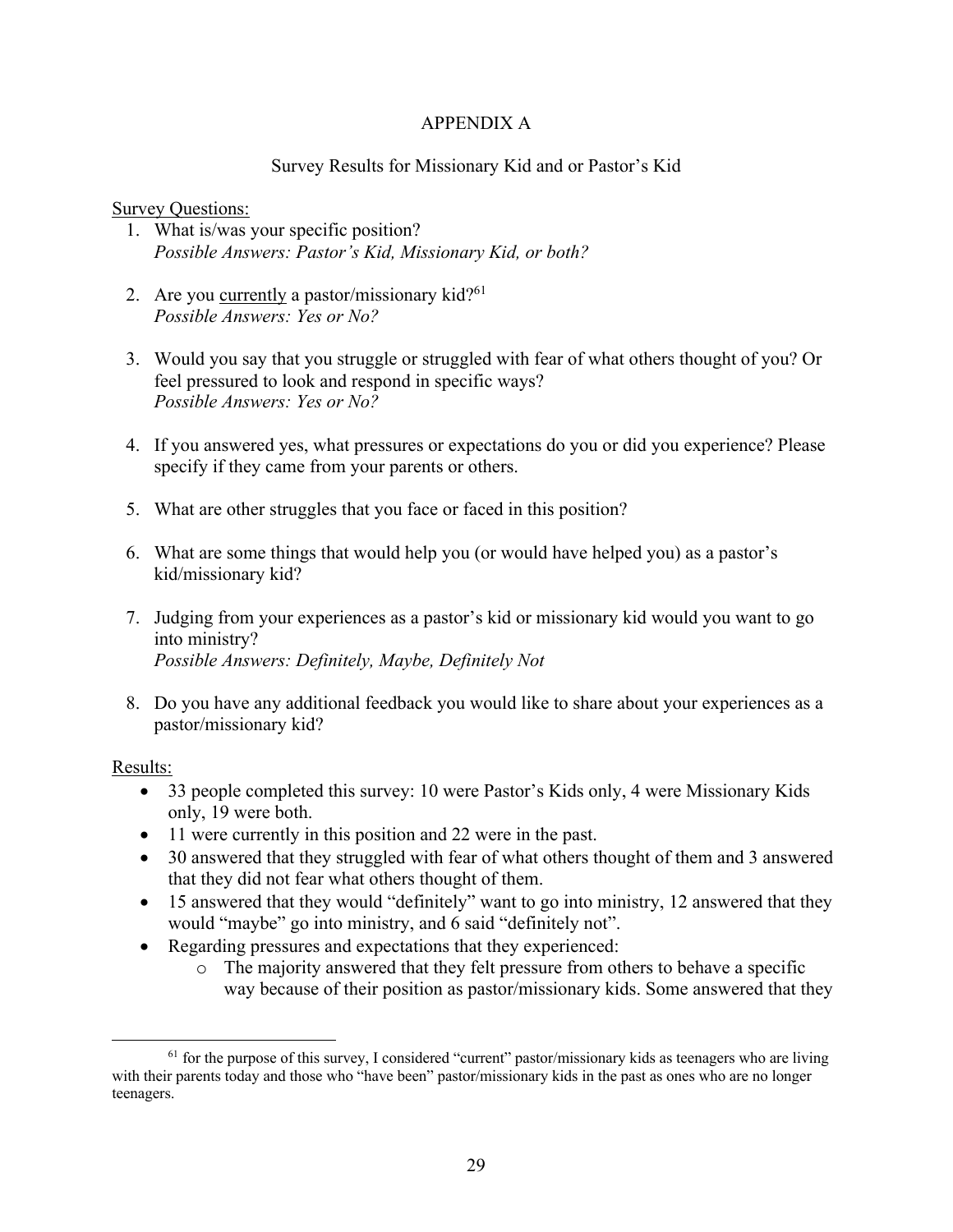# APPENDIX A

## Survey Results for Missionary Kid and or Pastor's Kid

<u>Survey Questions:</u>

1. What is/was your specific position?
   *Possible Answers: Pastor's Kid, Missionary Kid, or both?*

2. Are you <u>currently</u> a pastor/missionary kid?[61]
   *Possible Answers: Yes or No?*

3. Would you say that you struggle or struggled with fear of what others thought of you? Or feel pressured to look and respond in specific ways?
   *Possible Answers: Yes or No?*

4. If you answered yes, what pressures or expectations do you or did you experience? Please specify if they came from your parents or others.

5. What are other struggles that you face or faced in this position?

6. What are some things that would help you (or would have helped you) as a pastor's kid/missionary kid?

7. Judging from your experiences as a pastor's kid or missionary kid would you want to go into ministry?
   *Possible Answers: Definitely, Maybe, Definitely Not*

8. Do you have any additional feedback you would like to share about your experiences as a pastor/missionary kid?

<u>Results:</u>

- 33 people completed this survey: 10 were Pastor's Kids only, 4 were Missionary Kids only, 19 were both.
- 11 were currently in this position and 22 were in the past.
- 30 answered that they struggled with fear of what others thought of them and 3 answered that they did not fear what others thought of them.
- 15 answered that they would "definitely" want to go into ministry, 12 answered that they would "maybe" go into ministry, and 6 said "definitely not".
- Regarding pressures and expectations that they experienced:
  - The majority answered that they felt pressure from others to behave a specific way because of their position as pastor/missionary kids. Some answered that they

---

[61] for the purpose of this survey, I considered "current" pastor/missionary kids as teenagers who are living with their parents today and those who "have been" pastor/missionary kids in the past as ones who are no longer teenagers.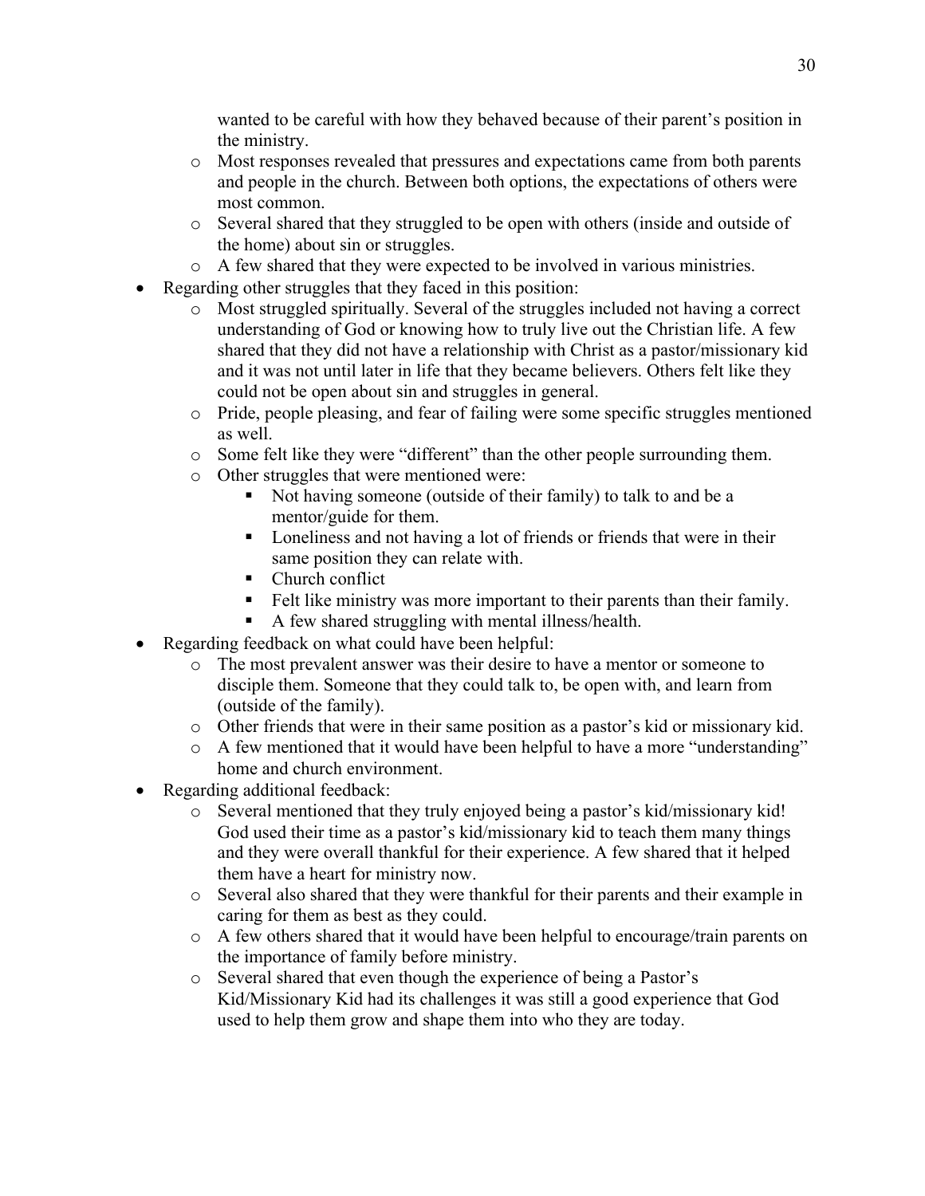wanted to be careful with how they behaved because of their parent's position in the ministry.
  - Most responses revealed that pressures and expectations came from both parents and people in the church. Between both options, the expectations of others were most common.
  - Several shared that they struggled to be open with others (inside and outside of the home) about sin or struggles.
  - A few shared that they were expected to be involved in various ministries.
- Regarding other struggles that they faced in this position:
  - Most struggled spiritually. Several of the struggles included not having a correct understanding of God or knowing how to truly live out the Christian life. A few shared that they did not have a relationship with Christ as a pastor/missionary kid and it was not until later in life that they became believers. Others felt like they could not be open about sin and struggles in general.
  - Pride, people pleasing, and fear of failing were some specific struggles mentioned as well.
  - Some felt like they were "different" than the other people surrounding them.
  - Other struggles that were mentioned were:
    - Not having someone (outside of their family) to talk to and be a mentor/guide for them.
    - Loneliness and not having a lot of friends or friends that were in their same position they can relate with.
    - Church conflict
    - Felt like ministry was more important to their parents than their family.
    - A few shared struggling with mental illness/health.
- Regarding feedback on what could have been helpful:
  - The most prevalent answer was their desire to have a mentor or someone to disciple them. Someone that they could talk to, be open with, and learn from (outside of the family).
  - Other friends that were in their same position as a pastor's kid or missionary kid.
  - A few mentioned that it would have been helpful to have a more "understanding" home and church environment.
- Regarding additional feedback:
  - Several mentioned that they truly enjoyed being a pastor's kid/missionary kid! God used their time as a pastor's kid/missionary kid to teach them many things and they were overall thankful for their experience. A few shared that it helped them have a heart for ministry now.
  - Several also shared that they were thankful for their parents and their example in caring for them as best as they could.
  - A few others shared that it would have been helpful to encourage/train parents on the importance of family before ministry.
  - Several shared that even though the experience of being a Pastor's Kid/Missionary Kid had its challenges it was still a good experience that God used to help them grow and shape them into who they are today.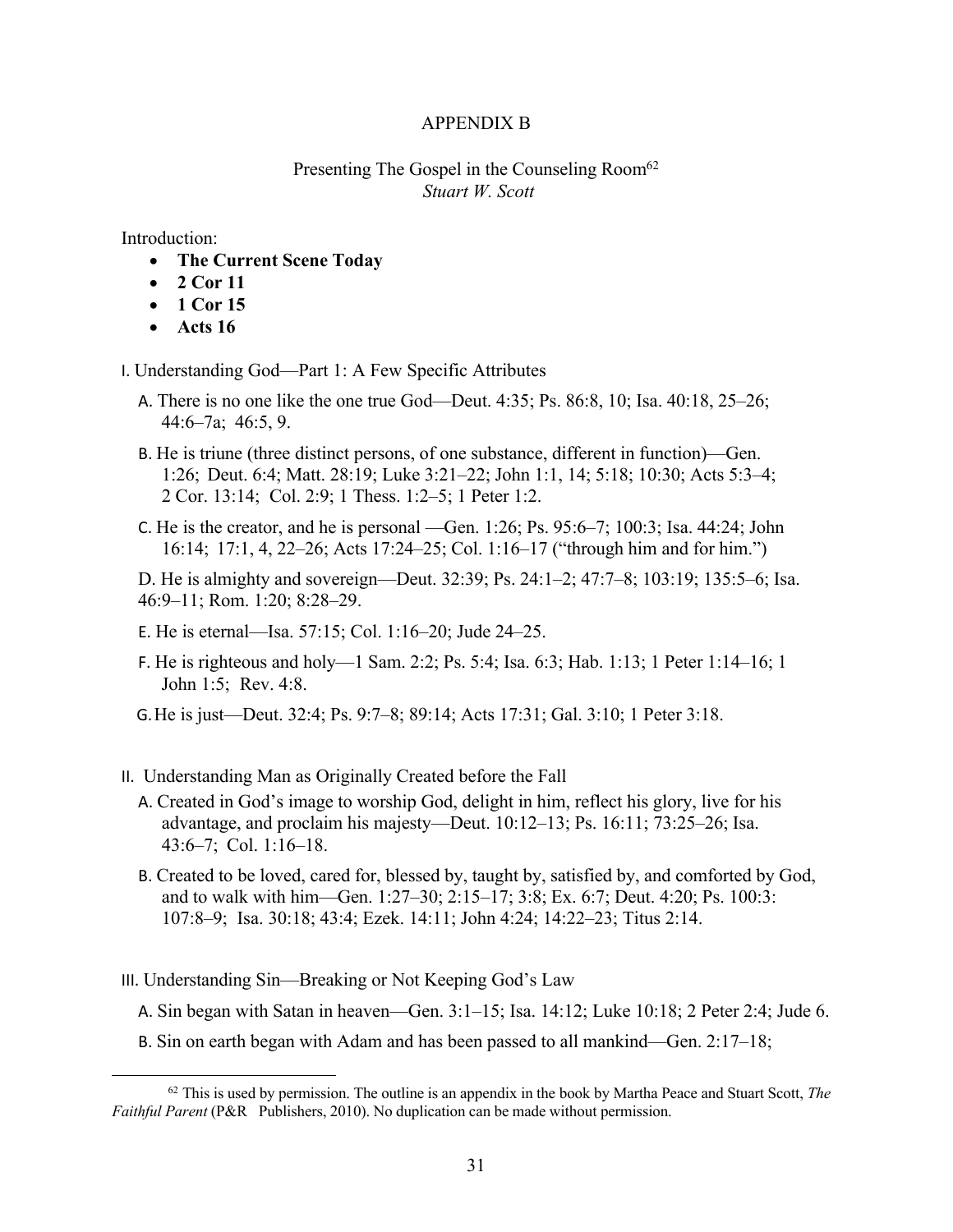## APPENDIX B

### Presenting The Gospel in the Counseling Room[62]

*Stuart W. Scott*

Introduction:

- **The Current Scene Today**
- **2 Cor 11**
- **1 Cor 15**
- **Acts 16**

I. Understanding God—Part 1: A Few Specific Attributes

A. There is no one like the one true God—Deut. 4:35; Ps. 86:8, 10; Isa. 40:18, 25–26; 44:6–7a; 46:5, 9.

B. He is triune (three distinct persons, of one substance, different in function)—Gen. 1:26; Deut. 6:4; Matt. 28:19; Luke 3:21–22; John 1:1, 14; 5:18; 10:30; Acts 5:3–4; 2 Cor. 13:14; Col. 2:9; 1 Thess. 1:2–5; 1 Peter 1:2.

C. He is the creator, and he is personal —Gen. 1:26; Ps. 95:6–7; 100:3; Isa. 44:24; John 16:14; 17:1, 4, 22–26; Acts 17:24–25; Col. 1:16–17 ("through him and for him.")

D. He is almighty and sovereign—Deut. 32:39; Ps. 24:1–2; 47:7–8; 103:19; 135:5–6; Isa. 46:9–11; Rom. 1:20; 8:28–29.

E. He is eternal—Isa. 57:15; Col. 1:16–20; Jude 24–25.

F. He is righteous and holy—1 Sam. 2:2; Ps. 5:4; Isa. 6:3; Hab. 1:13; 1 Peter 1:14–16; 1 John 1:5; Rev. 4:8.

G. He is just—Deut. 32:4; Ps. 9:7–8; 89:14; Acts 17:31; Gal. 3:10; 1 Peter 3:18.

II. Understanding Man as Originally Created before the Fall

A. Created in God's image to worship God, delight in him, reflect his glory, live for his advantage, and proclaim his majesty—Deut. 10:12–13; Ps. 16:11; 73:25–26; Isa. 43:6–7; Col. 1:16–18.

B. Created to be loved, cared for, blessed by, taught by, satisfied by, and comforted by God, and to walk with him—Gen. 1:27–30; 2:15–17; 3:8; Ex. 6:7; Deut. 4:20; Ps. 100:3: 107:8–9; Isa. 30:18; 43:4; Ezek. 14:11; John 4:24; 14:22–23; Titus 2:14.

III. Understanding Sin—Breaking or Not Keeping God's Law

A. Sin began with Satan in heaven—Gen. 3:1–15; Isa. 14:12; Luke 10:18; 2 Peter 2:4; Jude 6.

B. Sin on earth began with Adam and has been passed to all mankind—Gen. 2:17–18;

---

[62] This is used by permission. The outline is an appendix in the book by Martha Peace and Stuart Scott, *The Faithful Parent* (P&R Publishers, 2010). No duplication can be made without permission.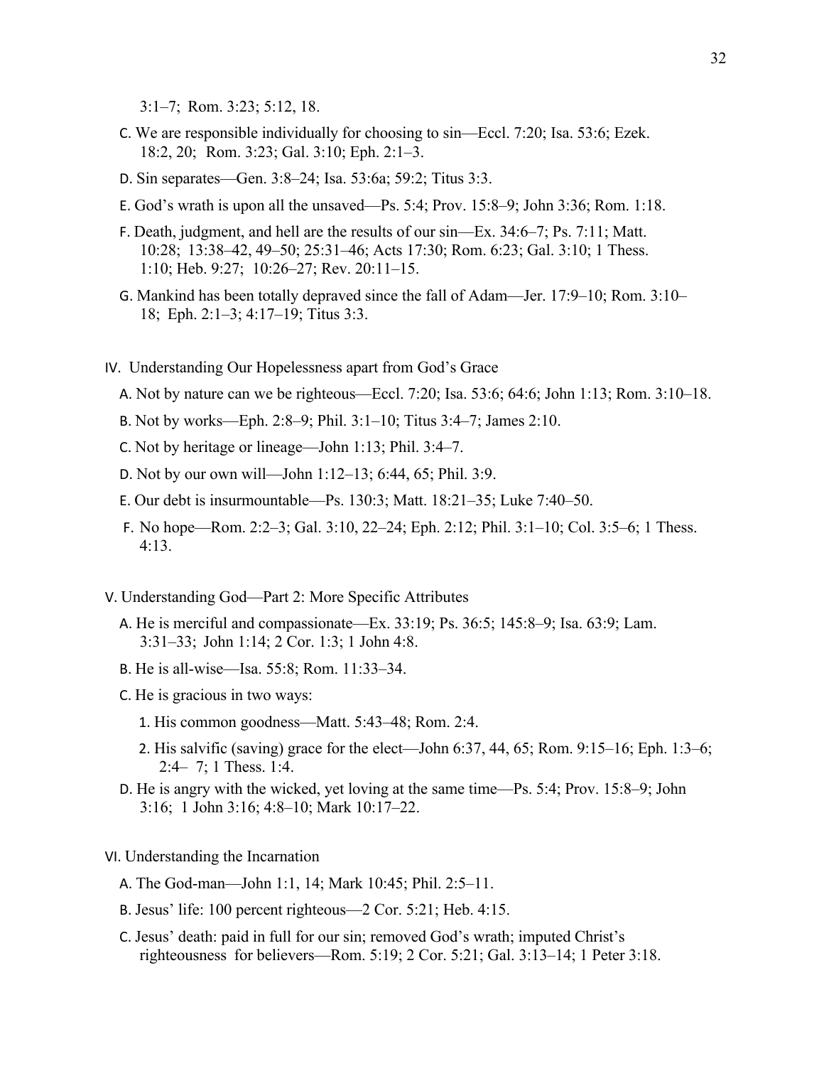3:1–7; Rom. 3:23; 5:12, 18.

C. We are responsible individually for choosing to sin—Eccl. 7:20; Isa. 53:6; Ezek. 18:2, 20; Rom. 3:23; Gal. 3:10; Eph. 2:1–3.

D. Sin separates—Gen. 3:8–24; Isa. 53:6a; 59:2; Titus 3:3.

E. God's wrath is upon all the unsaved—Ps. 5:4; Prov. 15:8–9; John 3:36; Rom. 1:18.

F. Death, judgment, and hell are the results of our sin—Ex. 34:6–7; Ps. 7:11; Matt. 10:28; 13:38–42, 49–50; 25:31–46; Acts 17:30; Rom. 6:23; Gal. 3:10; 1 Thess. 1:10; Heb. 9:27; 10:26–27; Rev. 20:11–15.

G. Mankind has been totally depraved since the fall of Adam—Jer. 17:9–10; Rom. 3:10–18; Eph. 2:1–3; 4:17–19; Titus 3:3.

IV. Understanding Our Hopelessness apart from God's Grace

A. Not by nature can we be righteous—Eccl. 7:20; Isa. 53:6; 64:6; John 1:13; Rom. 3:10–18.

B. Not by works—Eph. 2:8–9; Phil. 3:1–10; Titus 3:4–7; James 2:10.

C. Not by heritage or lineage—John 1:13; Phil. 3:4–7.

D. Not by our own will—John 1:12–13; 6:44, 65; Phil. 3:9.

E. Our debt is insurmountable—Ps. 130:3; Matt. 18:21–35; Luke 7:40–50.

F. No hope—Rom. 2:2–3; Gal. 3:10, 22–24; Eph. 2:12; Phil. 3:1–10; Col. 3:5–6; 1 Thess. 4:13.

V. Understanding God—Part 2: More Specific Attributes

A. He is merciful and compassionate—Ex. 33:19; Ps. 36:5; 145:8–9; Isa. 63:9; Lam. 3:31–33; John 1:14; 2 Cor. 1:3; 1 John 4:8.

B. He is all-wise—Isa. 55:8; Rom. 11:33–34.

C. He is gracious in two ways:

1. His common goodness—Matt. 5:43–48; Rom. 2:4.
2. His salvific (saving) grace for the elect—John 6:37, 44, 65; Rom. 9:15–16; Eph. 1:3–6; 2:4– 7; 1 Thess. 1:4.

D. He is angry with the wicked, yet loving at the same time—Ps. 5:4; Prov. 15:8–9; John 3:16; 1 John 3:16; 4:8–10; Mark 10:17–22.

VI. Understanding the Incarnation

A. The God-man—John 1:1, 14; Mark 10:45; Phil. 2:5–11.

B. Jesus' life: 100 percent righteous—2 Cor. 5:21; Heb. 4:15.

C. Jesus' death: paid in full for our sin; removed God's wrath; imputed Christ's righteousness for believers—Rom. 5:19; 2 Cor. 5:21; Gal. 3:13–14; 1 Peter 3:18.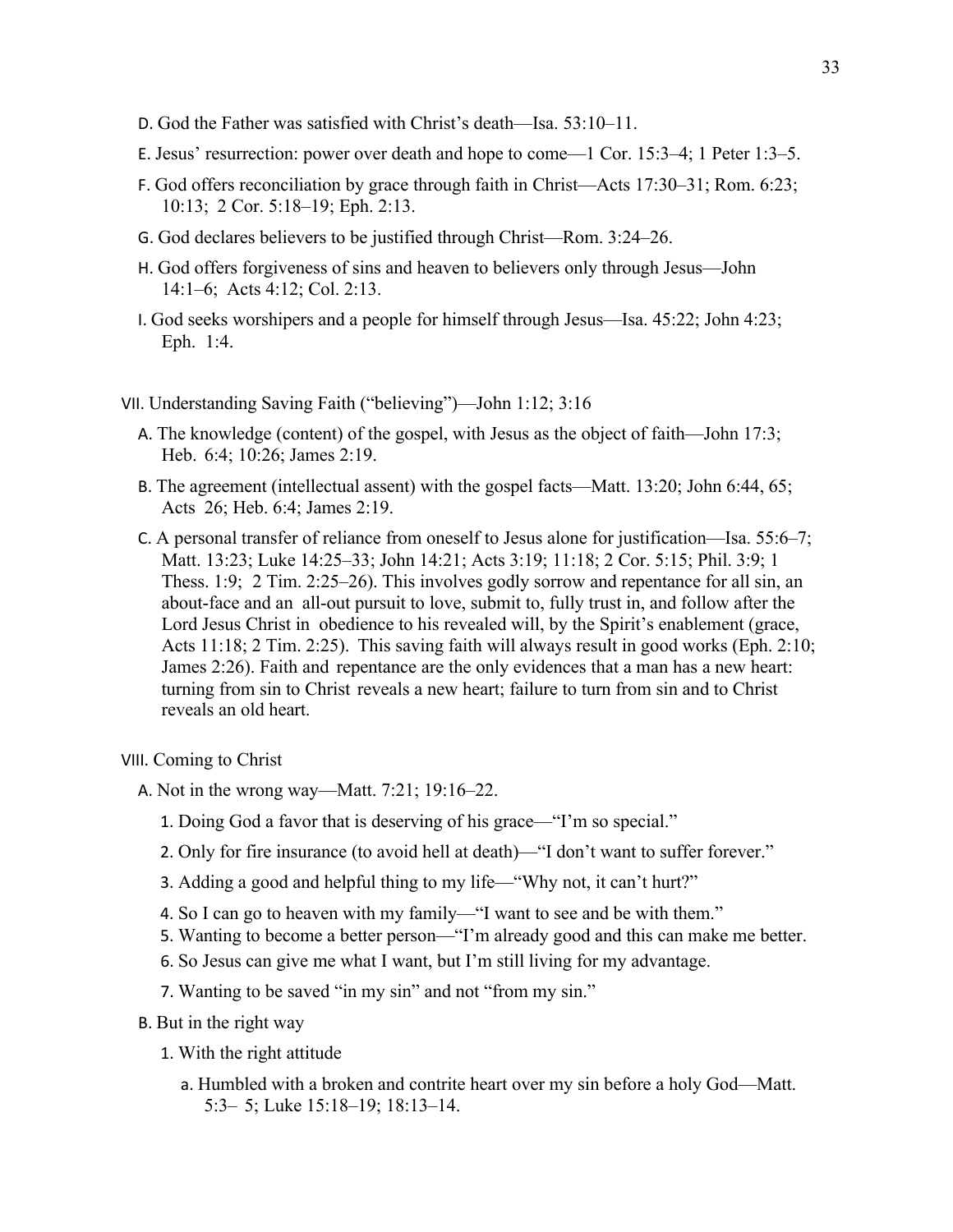D. God the Father was satisfied with Christ's death—Isa. 53:10–11.

E. Jesus' resurrection: power over death and hope to come—1 Cor. 15:3–4; 1 Peter 1:3–5.

F. God offers reconciliation by grace through faith in Christ—Acts 17:30–31; Rom. 6:23; 10:13; 2 Cor. 5:18–19; Eph. 2:13.

G. God declares believers to be justified through Christ—Rom. 3:24–26.

H. God offers forgiveness of sins and heaven to believers only through Jesus—John 14:1–6; Acts 4:12; Col. 2:13.

I. God seeks worshipers and a people for himself through Jesus—Isa. 45:22; John 4:23; Eph. 1:4.

VII. Understanding Saving Faith ("believing")—John 1:12; 3:16

A. The knowledge (content) of the gospel, with Jesus as the object of faith—John 17:3; Heb. 6:4; 10:26; James 2:19.

B. The agreement (intellectual assent) with the gospel facts—Matt. 13:20; John 6:44, 65; Acts 26; Heb. 6:4; James 2:19.

C. A personal transfer of reliance from oneself to Jesus alone for justification—Isa. 55:6–7; Matt. 13:23; Luke 14:25–33; John 14:21; Acts 3:19; 11:18; 2 Cor. 5:15; Phil. 3:9; 1 Thess. 1:9; 2 Tim. 2:25–26). This involves godly sorrow and repentance for all sin, an about-face and an all-out pursuit to love, submit to, fully trust in, and follow after the Lord Jesus Christ in obedience to his revealed will, by the Spirit's enablement (grace, Acts 11:18; 2 Tim. 2:25). This saving faith will always result in good works (Eph. 2:10; James 2:26). Faith and repentance are the only evidences that a man has a new heart: turning from sin to Christ reveals a new heart; failure to turn from sin and to Christ reveals an old heart.

VIII. Coming to Christ

A. Not in the wrong way—Matt. 7:21; 19:16–22.

1. Doing God a favor that is deserving of his grace—"I'm so special."
2. Only for fire insurance (to avoid hell at death)—"I don't want to suffer forever."
3. Adding a good and helpful thing to my life—"Why not, it can't hurt?"
4. So I can go to heaven with my family—"I want to see and be with them."
5. Wanting to become a better person—"I'm already good and this can make me better.
6. So Jesus can give me what I want, but I'm still living for my advantage.
7. Wanting to be saved "in my sin" and not "from my sin."

B. But in the right way

1. With the right attitude

a. Humbled with a broken and contrite heart over my sin before a holy God—Matt. 5:3– 5; Luke 15:18–19; 18:13–14.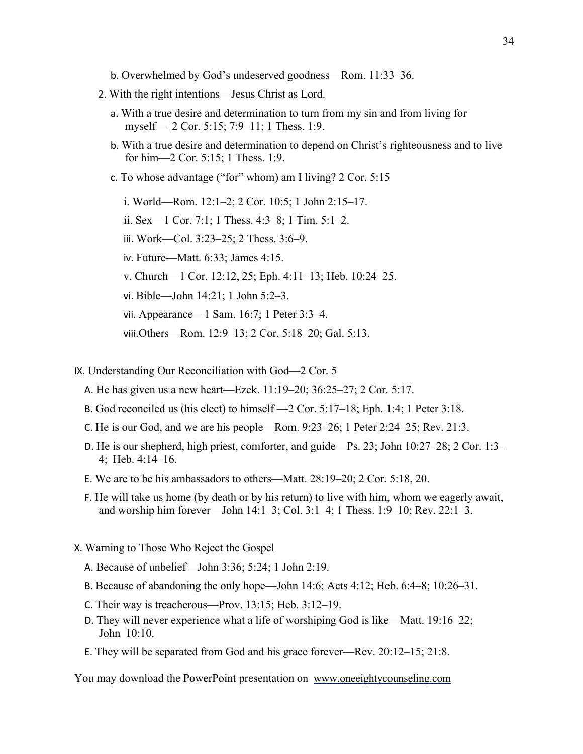b. Overwhelmed by God's undeserved goodness—Rom. 11:33–36.

2. With the right intentions—Jesus Christ as Lord.

   a. With a true desire and determination to turn from my sin and from living for myself— 2 Cor. 5:15; 7:9–11; 1 Thess. 1:9.

   b. With a true desire and determination to depend on Christ's righteousness and to live for him—2 Cor. 5:15; 1 Thess. 1:9.

   c. To whose advantage ("for" whom) am I living? 2 Cor. 5:15

      i. World—Rom. 12:1–2; 2 Cor. 10:5; 1 John 2:15–17.

      ii. Sex—1 Cor. 7:1; 1 Thess. 4:3–8; 1 Tim. 5:1–2.

      iii. Work—Col. 3:23–25; 2 Thess. 3:6–9.

      iv. Future—Matt. 6:33; James 4:15.

      v. Church—1 Cor. 12:12, 25; Eph. 4:11–13; Heb. 10:24–25.

      vi. Bible—John 14:21; 1 John 5:2–3.

      vii. Appearance—1 Sam. 16:7; 1 Peter 3:3–4.

      viii. Others—Rom. 12:9–13; 2 Cor. 5:18–20; Gal. 5:13.

IX. Understanding Our Reconciliation with God—2 Cor. 5

   A. He has given us a new heart—Ezek. 11:19–20; 36:25–27; 2 Cor. 5:17.

   B. God reconciled us (his elect) to himself —2 Cor. 5:17–18; Eph. 1:4; 1 Peter 3:18.

   C. He is our God, and we are his people—Rom. 9:23–26; 1 Peter 2:24–25; Rev. 21:3.

   D. He is our shepherd, high priest, comforter, and guide—Ps. 23; John 10:27–28; 2 Cor. 1:3–4; Heb. 4:14–16.

   E. We are to be his ambassadors to others—Matt. 28:19–20; 2 Cor. 5:18, 20.

   F. He will take us home (by death or by his return) to live with him, whom we eagerly await, and worship him forever—John 14:1–3; Col. 3:1–4; 1 Thess. 1:9–10; Rev. 22:1–3.

X. Warning to Those Who Reject the Gospel

   A. Because of unbelief—John 3:36; 5:24; 1 John 2:19.

   B. Because of abandoning the only hope—John 14:6; Acts 4:12; Heb. 6:4–8; 10:26–31.

   C. Their way is treacherous—Prov. 13:15; Heb. 3:12–19.

   D. They will never experience what a life of worshiping God is like—Matt. 19:16–22; John 10:10.

   E. They will be separated from God and his grace forever—Rev. 20:12–15; 21:8.

You may download the PowerPoint presentation on www.oneeightycounseling.com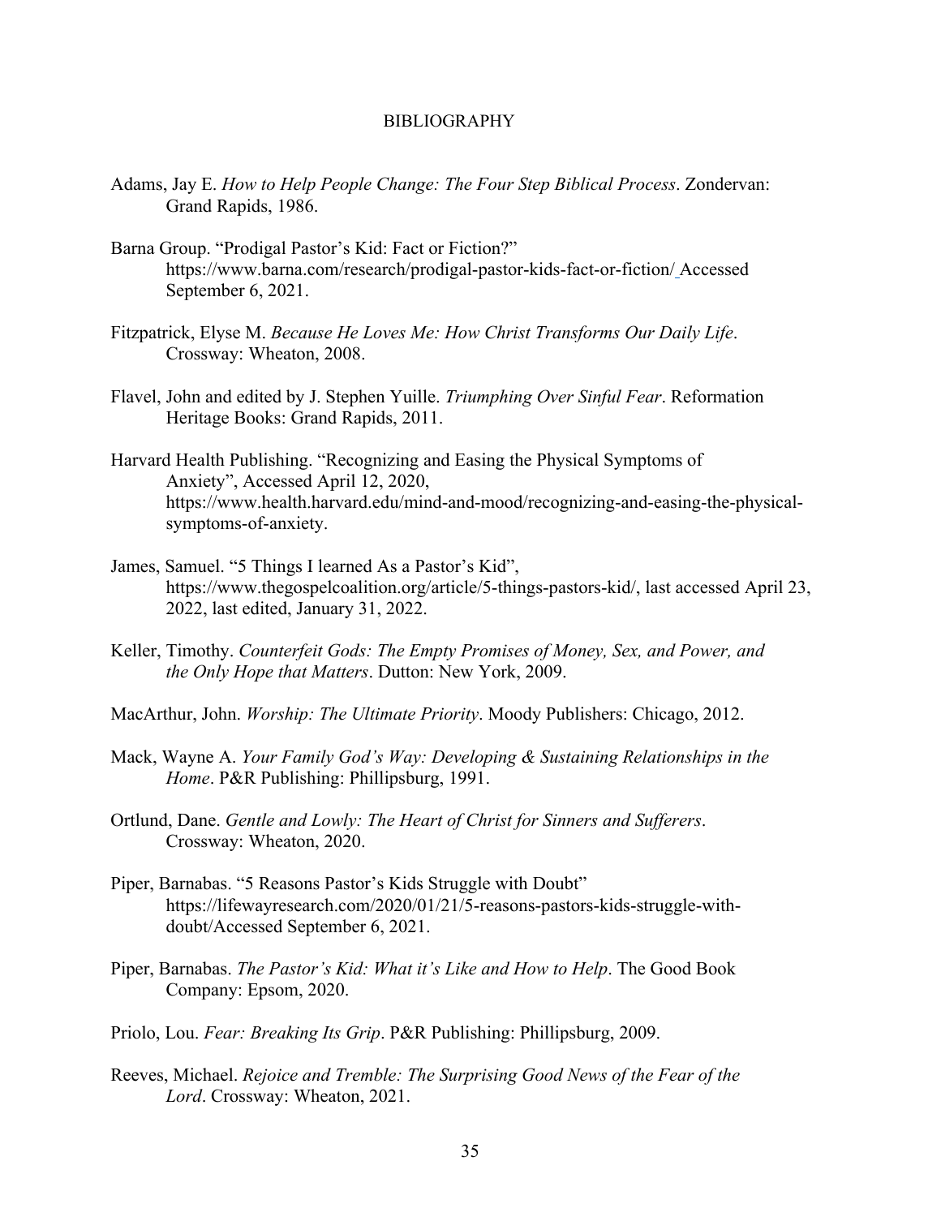# BIBLIOGRAPHY

Adams, Jay E. *How to Help People Change: The Four Step Biblical Process*. Zondervan: Grand Rapids, 1986.

Barna Group. "Prodigal Pastor's Kid: Fact or Fiction?" https://www.barna.com/research/prodigal-pastor-kids-fact-or-fiction/ Accessed September 6, 2021.

Fitzpatrick, Elyse M. *Because He Loves Me: How Christ Transforms Our Daily Life*. Crossway: Wheaton, 2008.

Flavel, John and edited by J. Stephen Yuille. *Triumphing Over Sinful Fear*. Reformation Heritage Books: Grand Rapids, 2011.

Harvard Health Publishing. "Recognizing and Easing the Physical Symptoms of Anxiety", Accessed April 12, 2020, https://www.health.harvard.edu/mind-and-mood/recognizing-and-easing-the-physical-symptoms-of-anxiety.

James, Samuel. "5 Things I learned As a Pastor's Kid", https://www.thegospelcoalition.org/article/5-things-pastors-kid/, last accessed April 23, 2022, last edited, January 31, 2022.

Keller, Timothy. *Counterfeit Gods: The Empty Promises of Money, Sex, and Power, and the Only Hope that Matters*. Dutton: New York, 2009.

MacArthur, John. *Worship: The Ultimate Priority*. Moody Publishers: Chicago, 2012.

Mack, Wayne A. *Your Family God's Way: Developing & Sustaining Relationships in the Home*. P&R Publishing: Phillipsburg, 1991.

Ortlund, Dane. *Gentle and Lowly: The Heart of Christ for Sinners and Sufferers*. Crossway: Wheaton, 2020.

Piper, Barnabas. "5 Reasons Pastor's Kids Struggle with Doubt" https://lifewayresearch.com/2020/01/21/5-reasons-pastors-kids-struggle-with-doubt/Accessed September 6, 2021.

Piper, Barnabas. *The Pastor's Kid: What it's Like and How to Help*. The Good Book Company: Epsom, 2020.

Priolo, Lou. *Fear: Breaking Its Grip*. P&R Publishing: Phillipsburg, 2009.

Reeves, Michael. *Rejoice and Tremble: The Surprising Good News of the Fear of the Lord*. Crossway: Wheaton, 2021.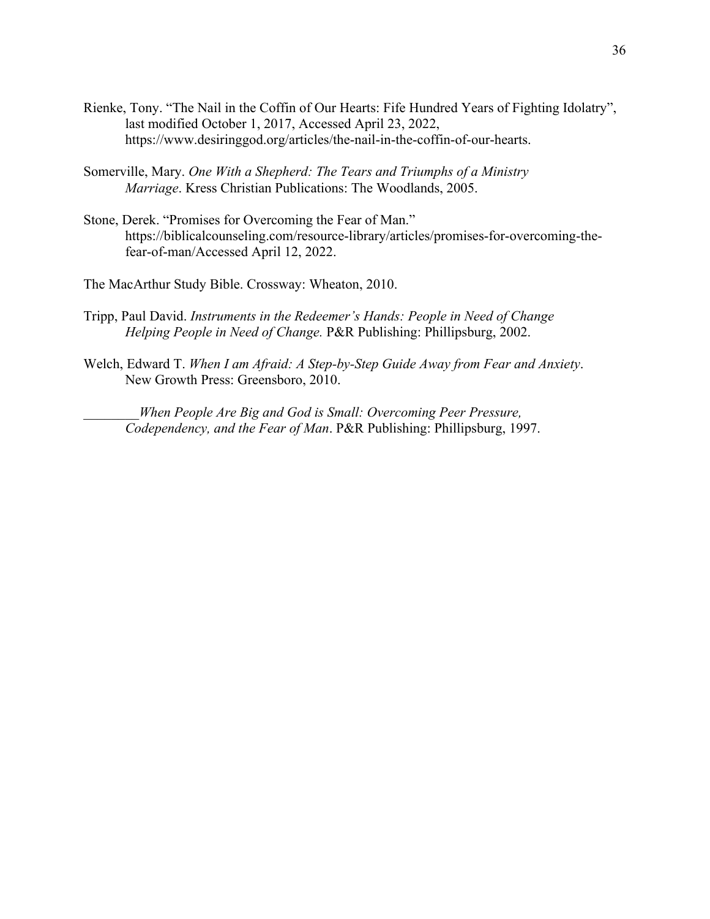Rienke, Tony. "The Nail in the Coffin of Our Hearts: Fife Hundred Years of Fighting Idolatry", last modified October 1, 2017, Accessed April 23, 2022, https://www.desiringgod.org/articles/the-nail-in-the-coffin-of-our-hearts.

Somerville, Mary. *One With a Shepherd: The Tears and Triumphs of a Ministry Marriage*. Kress Christian Publications: The Woodlands, 2005.

Stone, Derek. "Promises for Overcoming the Fear of Man." https://biblicalcounseling.com/resource-library/articles/promises-for-overcoming-the-fear-of-man/Accessed April 12, 2022.

The MacArthur Study Bible. Crossway: Wheaton, 2010.

Tripp, Paul David. *Instruments in the Redeemer's Hands: People in Need of Change Helping People in Need of Change.* P&R Publishing: Phillipsburg, 2002.

Welch, Edward T. *When I am Afraid: A Step-by-Step Guide Away from Fear and Anxiety*. New Growth Press: Greensboro, 2010.

________*When People Are Big and God is Small: Overcoming Peer Pressure, Codependency, and the Fear of Man*. P&R Publishing: Phillipsburg, 1997.